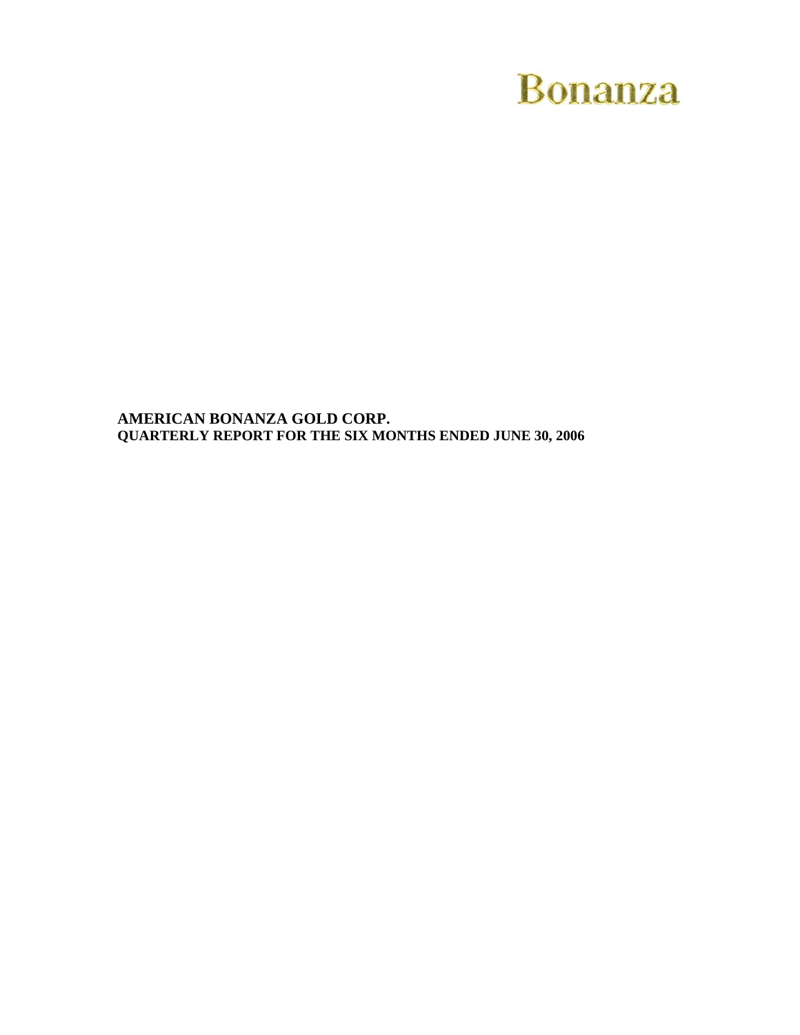# Bonanza

**AMERICAN BONANZA GOLD CORP.**
**QUARTERLY REPORT FOR THE SIX MONTHS ENDED JUNE 30, 2006**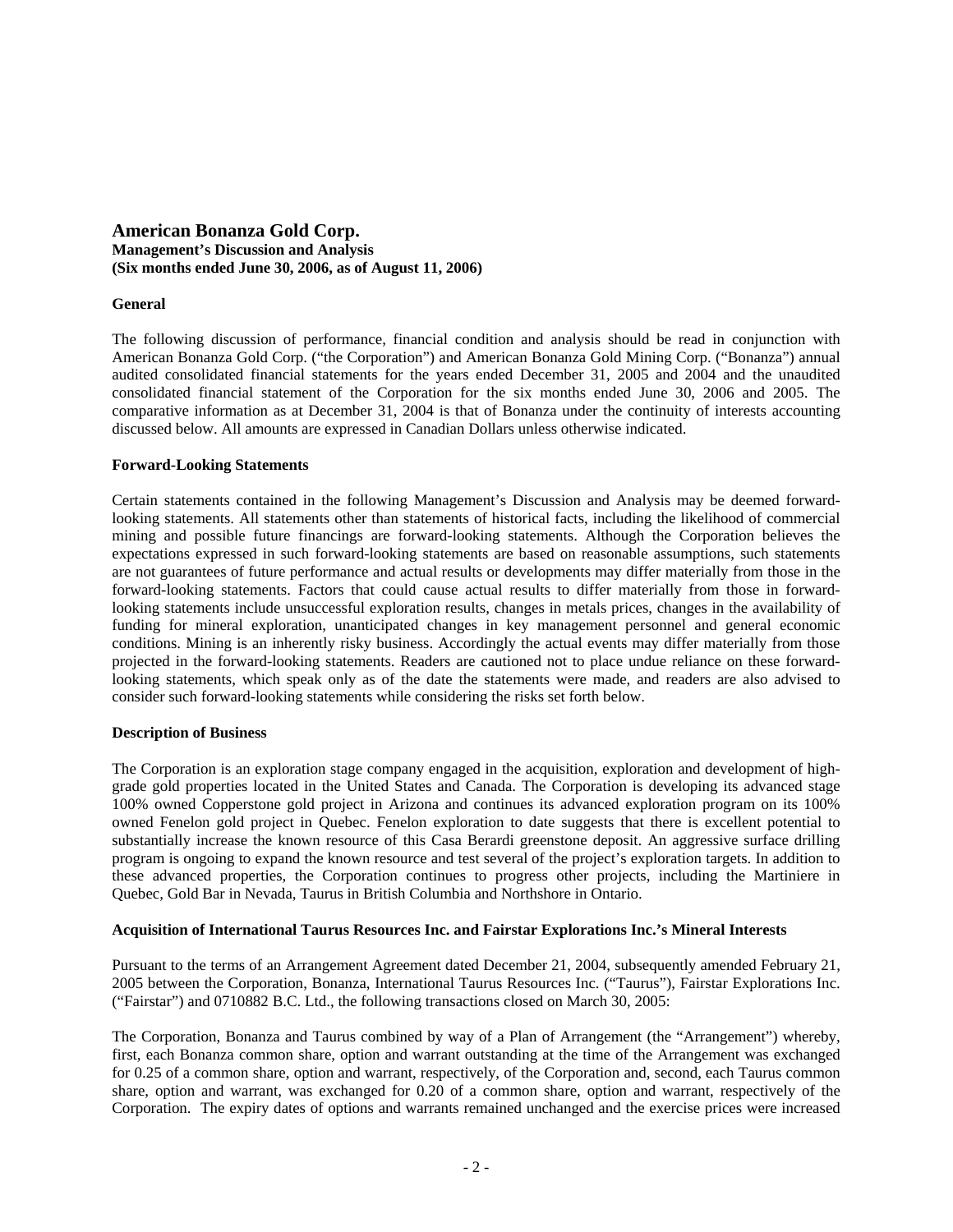# American Bonanza Gold Corp.
**Management's Discussion and Analysis**
**(Six months ended June 30, 2006, as of August 11, 2006)**

## General

The following discussion of performance, financial condition and analysis should be read in conjunction with American Bonanza Gold Corp. ("the Corporation") and American Bonanza Gold Mining Corp. ("Bonanza") annual audited consolidated financial statements for the years ended December 31, 2005 and 2004 and the unaudited consolidated financial statement of the Corporation for the six months ended June 30, 2006 and 2005. The comparative information as at December 31, 2004 is that of Bonanza under the continuity of interests accounting discussed below. All amounts are expressed in Canadian Dollars unless otherwise indicated.

## Forward-Looking Statements

Certain statements contained in the following Management's Discussion and Analysis may be deemed forward-looking statements. All statements other than statements of historical facts, including the likelihood of commercial mining and possible future financings are forward-looking statements. Although the Corporation believes the expectations expressed in such forward-looking statements are based on reasonable assumptions, such statements are not guarantees of future performance and actual results or developments may differ materially from those in the forward-looking statements. Factors that could cause actual results to differ materially from those in forward-looking statements include unsuccessful exploration results, changes in metals prices, changes in the availability of funding for mineral exploration, unanticipated changes in key management personnel and general economic conditions. Mining is an inherently risky business. Accordingly the actual events may differ materially from those projected in the forward-looking statements. Readers are cautioned not to place undue reliance on these forward-looking statements, which speak only as of the date the statements were made, and readers are also advised to consider such forward-looking statements while considering the risks set forth below.

## Description of Business

The Corporation is an exploration stage company engaged in the acquisition, exploration and development of high-grade gold properties located in the United States and Canada. The Corporation is developing its advanced stage 100% owned Copperstone gold project in Arizona and continues its advanced exploration program on its 100% owned Fenelon gold project in Quebec. Fenelon exploration to date suggests that there is excellent potential to substantially increase the known resource of this Casa Berardi greenstone deposit. An aggressive surface drilling program is ongoing to expand the known resource and test several of the project's exploration targets. In addition to these advanced properties, the Corporation continues to progress other projects, including the Martiniere in Quebec, Gold Bar in Nevada, Taurus in British Columbia and Northshore in Ontario.

## Acquisition of International Taurus Resources Inc. and Fairstar Explorations Inc.'s Mineral Interests

Pursuant to the terms of an Arrangement Agreement dated December 21, 2004, subsequently amended February 21, 2005 between the Corporation, Bonanza, International Taurus Resources Inc. ("Taurus"), Fairstar Explorations Inc. ("Fairstar") and 0710882 B.C. Ltd., the following transactions closed on March 30, 2005:

The Corporation, Bonanza and Taurus combined by way of a Plan of Arrangement (the "Arrangement") whereby, first, each Bonanza common share, option and warrant outstanding at the time of the Arrangement was exchanged for 0.25 of a common share, option and warrant, respectively, of the Corporation and, second, each Taurus common share, option and warrant, was exchanged for 0.20 of a common share, option and warrant, respectively of the Corporation. The expiry dates of options and warrants remained unchanged and the exercise prices were increased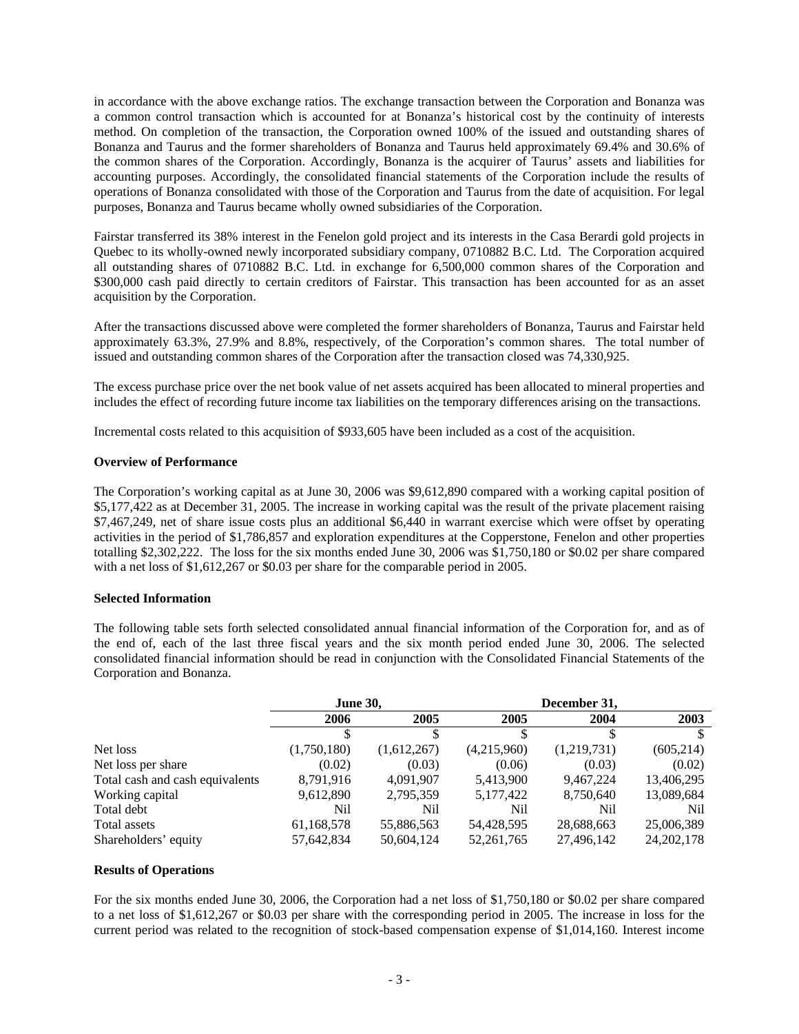in accordance with the above exchange ratios. The exchange transaction between the Corporation and Bonanza was a common control transaction which is accounted for at Bonanza's historical cost by the continuity of interests method. On completion of the transaction, the Corporation owned 100% of the issued and outstanding shares of Bonanza and Taurus and the former shareholders of Bonanza and Taurus held approximately 69.4% and 30.6% of the common shares of the Corporation. Accordingly, Bonanza is the acquirer of Taurus' assets and liabilities for accounting purposes. Accordingly, the consolidated financial statements of the Corporation include the results of operations of Bonanza consolidated with those of the Corporation and Taurus from the date of acquisition. For legal purposes, Bonanza and Taurus became wholly owned subsidiaries of the Corporation.

Fairstar transferred its 38% interest in the Fenelon gold project and its interests in the Casa Berardi gold projects in Quebec to its wholly-owned newly incorporated subsidiary company, 0710882 B.C. Ltd. The Corporation acquired all outstanding shares of 0710882 B.C. Ltd. in exchange for 6,500,000 common shares of the Corporation and \$300,000 cash paid directly to certain creditors of Fairstar. This transaction has been accounted for as an asset acquisition by the Corporation.

After the transactions discussed above were completed the former shareholders of Bonanza, Taurus and Fairstar held approximately 63.3%, 27.9% and 8.8%, respectively, of the Corporation's common shares. The total number of issued and outstanding common shares of the Corporation after the transaction closed was 74,330,925.

The excess purchase price over the net book value of net assets acquired has been allocated to mineral properties and includes the effect of recording future income tax liabilities on the temporary differences arising on the transactions.

Incremental costs related to this acquisition of \$933,605 have been included as a cost of the acquisition.

**Overview of Performance**

The Corporation's working capital as at June 30, 2006 was \$9,612,890 compared with a working capital position of \$5,177,422 as at December 31, 2005. The increase in working capital was the result of the private placement raising \$7,467,249, net of share issue costs plus an additional \$6,440 in warrant exercise which were offset by operating activities in the period of \$1,786,857 and exploration expenditures at the Copperstone, Fenelon and other properties totalling \$2,302,222. The loss for the six months ended June 30, 2006 was \$1,750,180 or \$0.02 per share compared with a net loss of \$1,612,267 or \$0.03 per share for the comparable period in 2005.

**Selected Information**

The following table sets forth selected consolidated annual financial information of the Corporation for, and as of the end of, each of the last three fiscal years and the six month period ended June 30, 2006. The selected consolidated financial information should be read in conjunction with the Consolidated Financial Statements of the Corporation and Bonanza.

| | **June 30,** | | **December 31,** | | |
|---|---|---|---|---|---|
| | **2006** | **2005** | **2005** | **2004** | **2003** |
| | \$ | \$ | \$ | \$ | \$ |
| Net loss | (1,750,180) | (1,612,267) | (4,215,960) | (1,219,731) | (605,214) |
| Net loss per share | (0.02) | (0.03) | (0.06) | (0.03) | (0.02) |
| Total cash and cash equivalents | 8,791,916 | 4,091,907 | 5,413,900 | 9,467,224 | 13,406,295 |
| Working capital | 9,612,890 | 2,795,359 | 5,177,422 | 8,750,640 | 13,089,684 |
| Total debt | Nil | Nil | Nil | Nil | Nil |
| Total assets | 61,168,578 | 55,886,563 | 54,428,595 | 28,688,663 | 25,006,389 |
| Shareholders' equity | 57,642,834 | 50,604,124 | 52,261,765 | 27,496,142 | 24,202,178 |

**Results of Operations**

For the six months ended June 30, 2006, the Corporation had a net loss of \$1,750,180 or \$0.02 per share compared to a net loss of \$1,612,267 or \$0.03 per share with the corresponding period in 2005. The increase in loss for the current period was related to the recognition of stock-based compensation expense of \$1,014,160. Interest income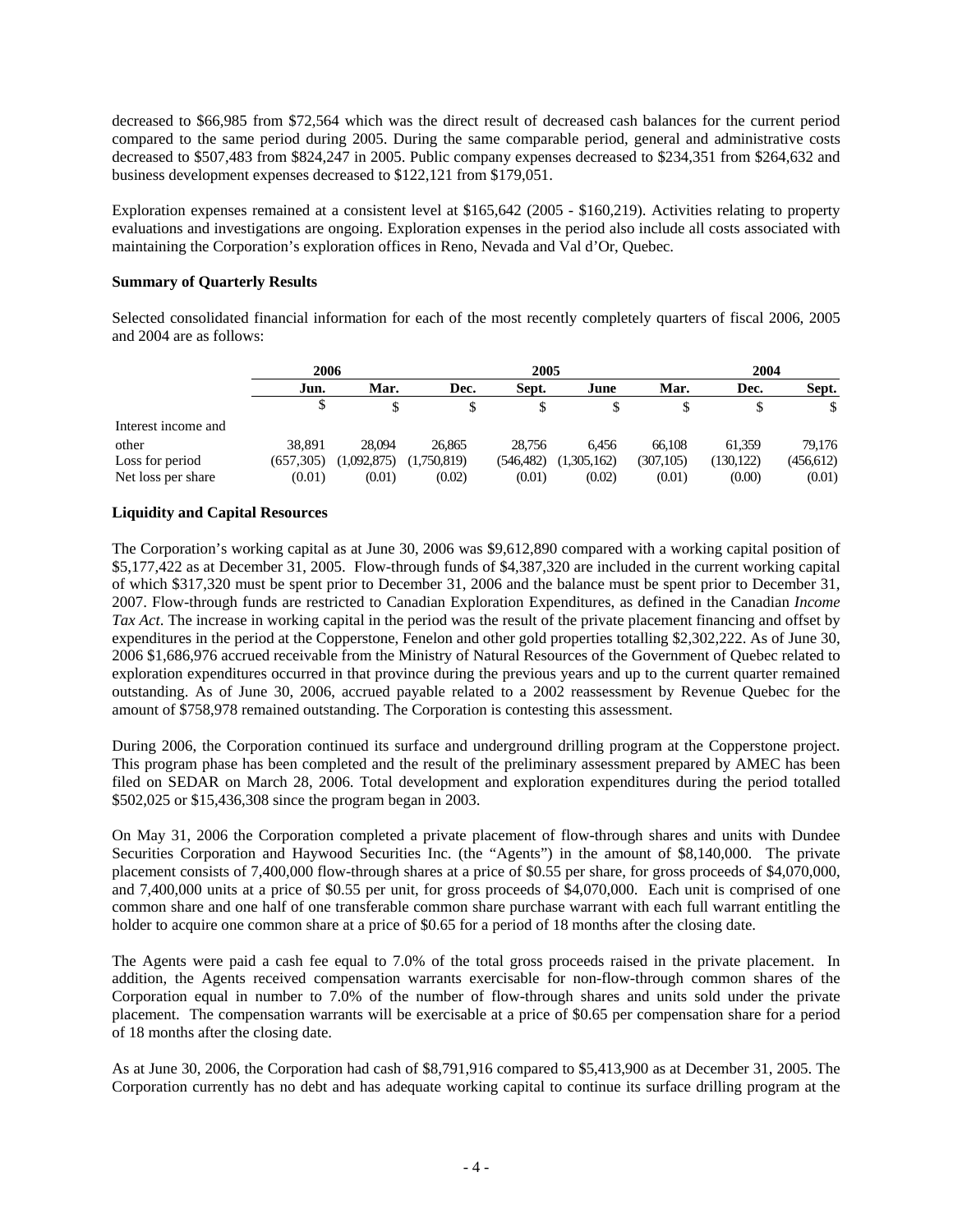decreased to $66,985 from $72,564 which was the direct result of decreased cash balances for the current period compared to the same period during 2005. During the same comparable period, general and administrative costs decreased to $507,483 from $824,247 in 2005. Public company expenses decreased to $234,351 from $264,632 and business development expenses decreased to $122,121 from $179,051.

Exploration expenses remained at a consistent level at $165,642 (2005 - $160,219). Activities relating to property evaluations and investigations are ongoing. Exploration expenses in the period also include all costs associated with maintaining the Corporation's exploration offices in Reno, Nevada and Val d'Or, Quebec.

**Summary of Quarterly Results**

Selected consolidated financial information for each of the most recently completely quarters of fiscal 2006, 2005 and 2004 are as follows:

| | 2006 | | 2005 | | | | 2004 | |
|---|---|---|---|---|---|---|---|---|
| | Jun. | Mar. | Dec. | Sept. | June | Mar. | Dec. | Sept. |
| | $ | $ | $ | $ | $ | $ | $ | $ |
| Interest income and other | 38,891 | 28,094 | 26,865 | 28,756 | 6,456 | 66,108 | 61,359 | 79,176 |
| Loss for period | (657,305) | (1,092,875) | (1,750,819) | (546,482) | (1,305,162) | (307,105) | (130,122) | (456,612) |
| Net loss per share | (0.01) | (0.01) | (0.02) | (0.01) | (0.02) | (0.01) | (0.00) | (0.01) |

**Liquidity and Capital Resources**

The Corporation's working capital as at June 30, 2006 was $9,612,890 compared with a working capital position of $5,177,422 as at December 31, 2005. Flow-through funds of $4,387,320 are included in the current working capital of which $317,320 must be spent prior to December 31, 2006 and the balance must be spent prior to December 31, 2007. Flow-through funds are restricted to Canadian Exploration Expenditures, as defined in the Canadian *Income Tax Act*. The increase in working capital in the period was the result of the private placement financing and offset by expenditures in the period at the Copperstone, Fenelon and other gold properties totalling $2,302,222. As of June 30, 2006 $1,686,976 accrued receivable from the Ministry of Natural Resources of the Government of Quebec related to exploration expenditures occurred in that province during the previous years and up to the current quarter remained outstanding. As of June 30, 2006, accrued payable related to a 2002 reassessment by Revenue Quebec for the amount of $758,978 remained outstanding. The Corporation is contesting this assessment.

During 2006, the Corporation continued its surface and underground drilling program at the Copperstone project. This program phase has been completed and the result of the preliminary assessment prepared by AMEC has been filed on SEDAR on March 28, 2006. Total development and exploration expenditures during the period totalled $502,025 or $15,436,308 since the program began in 2003.

On May 31, 2006 the Corporation completed a private placement of flow-through shares and units with Dundee Securities Corporation and Haywood Securities Inc. (the "Agents") in the amount of $8,140,000. The private placement consists of 7,400,000 flow-through shares at a price of $0.55 per share, for gross proceeds of $4,070,000, and 7,400,000 units at a price of $0.55 per unit, for gross proceeds of $4,070,000. Each unit is comprised of one common share and one half of one transferable common share purchase warrant with each full warrant entitling the holder to acquire one common share at a price of $0.65 for a period of 18 months after the closing date.

The Agents were paid a cash fee equal to 7.0% of the total gross proceeds raised in the private placement. In addition, the Agents received compensation warrants exercisable for non-flow-through common shares of the Corporation equal in number to 7.0% of the number of flow-through shares and units sold under the private placement. The compensation warrants will be exercisable at a price of $0.65 per compensation share for a period of 18 months after the closing date.

As at June 30, 2006, the Corporation had cash of $8,791,916 compared to $5,413,900 as at December 31, 2005. The Corporation currently has no debt and has adequate working capital to continue its surface drilling program at the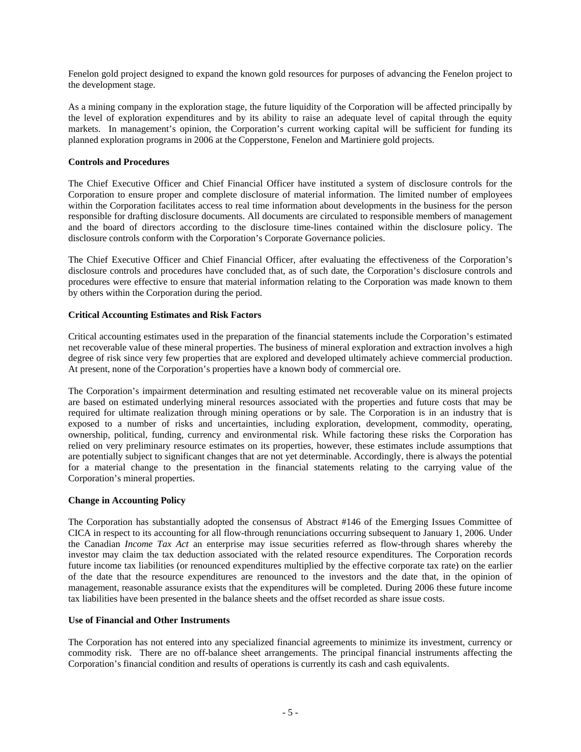Fenelon gold project designed to expand the known gold resources for purposes of advancing the Fenelon project to the development stage.

As a mining company in the exploration stage, the future liquidity of the Corporation will be affected principally by the level of exploration expenditures and by its ability to raise an adequate level of capital through the equity markets. In management's opinion, the Corporation's current working capital will be sufficient for funding its planned exploration programs in 2006 at the Copperstone, Fenelon and Martiniere gold projects.

**Controls and Procedures**

The Chief Executive Officer and Chief Financial Officer have instituted a system of disclosure controls for the Corporation to ensure proper and complete disclosure of material information. The limited number of employees within the Corporation facilitates access to real time information about developments in the business for the person responsible for drafting disclosure documents. All documents are circulated to responsible members of management and the board of directors according to the disclosure time-lines contained within the disclosure policy. The disclosure controls conform with the Corporation's Corporate Governance policies.

The Chief Executive Officer and Chief Financial Officer, after evaluating the effectiveness of the Corporation's disclosure controls and procedures have concluded that, as of such date, the Corporation's disclosure controls and procedures were effective to ensure that material information relating to the Corporation was made known to them by others within the Corporation during the period.

**Critical Accounting Estimates and Risk Factors**

Critical accounting estimates used in the preparation of the financial statements include the Corporation's estimated net recoverable value of these mineral properties. The business of mineral exploration and extraction involves a high degree of risk since very few properties that are explored and developed ultimately achieve commercial production. At present, none of the Corporation's properties have a known body of commercial ore.

The Corporation's impairment determination and resulting estimated net recoverable value on its mineral projects are based on estimated underlying mineral resources associated with the properties and future costs that may be required for ultimate realization through mining operations or by sale. The Corporation is in an industry that is exposed to a number of risks and uncertainties, including exploration, development, commodity, operating, ownership, political, funding, currency and environmental risk. While factoring these risks the Corporation has relied on very preliminary resource estimates on its properties, however, these estimates include assumptions that are potentially subject to significant changes that are not yet determinable. Accordingly, there is always the potential for a material change to the presentation in the financial statements relating to the carrying value of the Corporation's mineral properties.

**Change in Accounting Policy**

The Corporation has substantially adopted the consensus of Abstract #146 of the Emerging Issues Committee of CICA in respect to its accounting for all flow-through renunciations occurring subsequent to January 1, 2006. Under the Canadian *Income Tax Act* an enterprise may issue securities referred as flow-through shares whereby the investor may claim the tax deduction associated with the related resource expenditures. The Corporation records future income tax liabilities (or renounced expenditures multiplied by the effective corporate tax rate) on the earlier of the date that the resource expenditures are renounced to the investors and the date that, in the opinion of management, reasonable assurance exists that the expenditures will be completed. During 2006 these future income tax liabilities have been presented in the balance sheets and the offset recorded as share issue costs.

**Use of Financial and Other Instruments**

The Corporation has not entered into any specialized financial agreements to minimize its investment, currency or commodity risk. There are no off-balance sheet arrangements. The principal financial instruments affecting the Corporation's financial condition and results of operations is currently its cash and cash equivalents.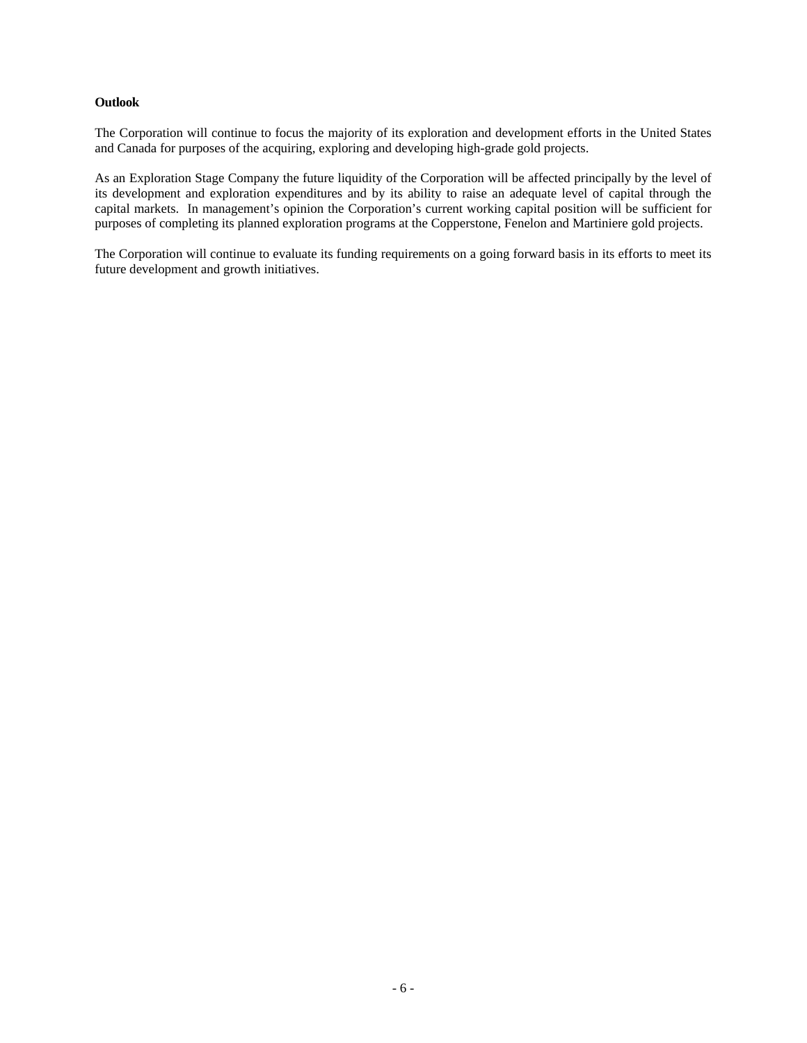**Outlook**

The Corporation will continue to focus the majority of its exploration and development efforts in the United States and Canada for purposes of the acquiring, exploring and developing high-grade gold projects.

As an Exploration Stage Company the future liquidity of the Corporation will be affected principally by the level of its development and exploration expenditures and by its ability to raise an adequate level of capital through the capital markets. In management's opinion the Corporation's current working capital position will be sufficient for purposes of completing its planned exploration programs at the Copperstone, Fenelon and Martiniere gold projects.

The Corporation will continue to evaluate its funding requirements on a going forward basis in its efforts to meet its future development and growth initiatives.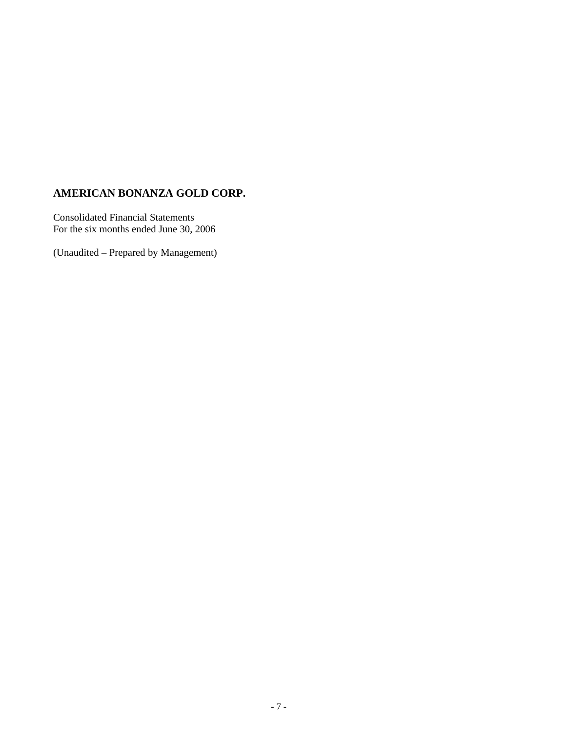# AMERICAN BONANZA GOLD CORP.

Consolidated Financial Statements
For the six months ended June 30, 2006

(Unaudited – Prepared by Management)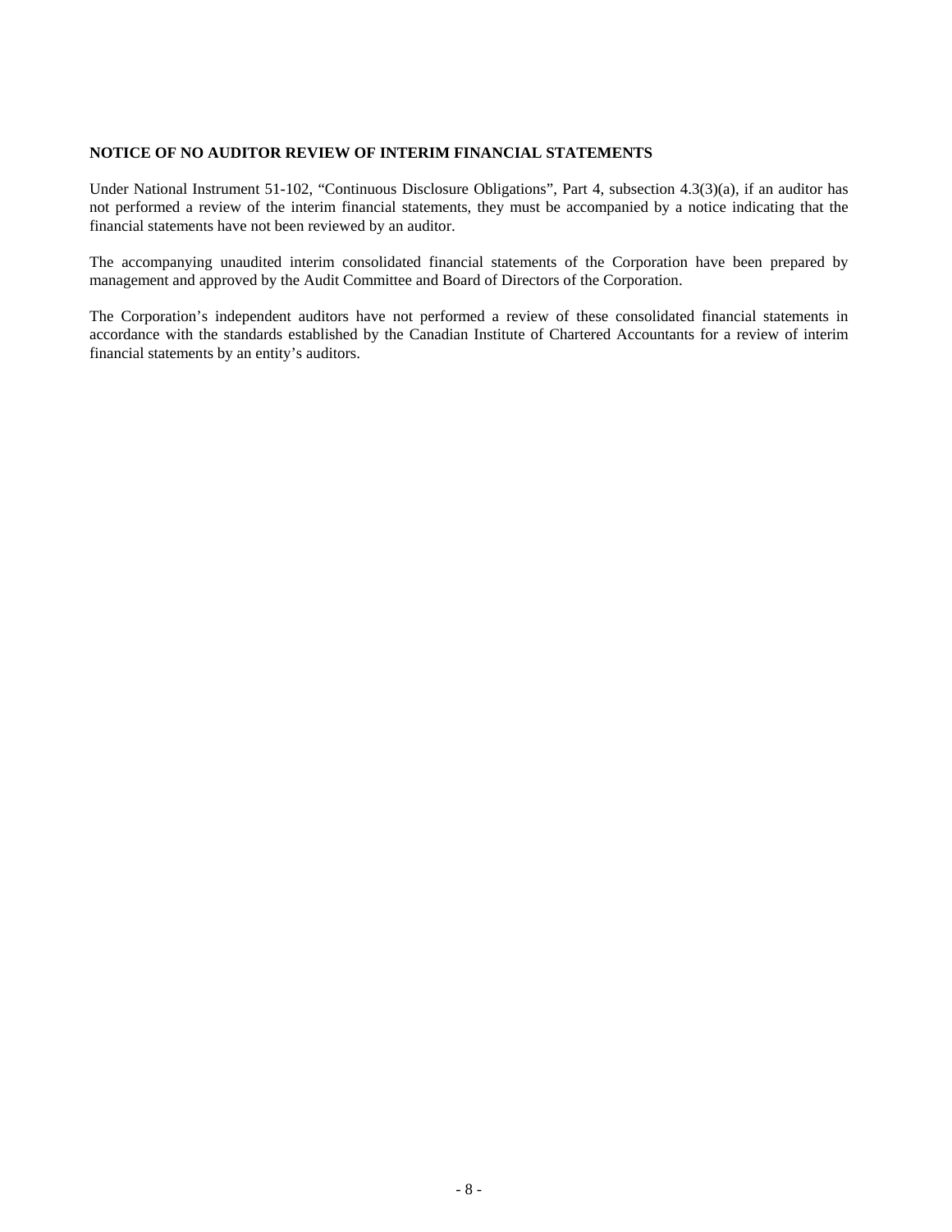**NOTICE OF NO AUDITOR REVIEW OF INTERIM FINANCIAL STATEMENTS**

Under National Instrument 51-102, "Continuous Disclosure Obligations", Part 4, subsection 4.3(3)(a), if an auditor has not performed a review of the interim financial statements, they must be accompanied by a notice indicating that the financial statements have not been reviewed by an auditor.

The accompanying unaudited interim consolidated financial statements of the Corporation have been prepared by management and approved by the Audit Committee and Board of Directors of the Corporation.

The Corporation's independent auditors have not performed a review of these consolidated financial statements in accordance with the standards established by the Canadian Institute of Chartered Accountants for a review of interim financial statements by an entity's auditors.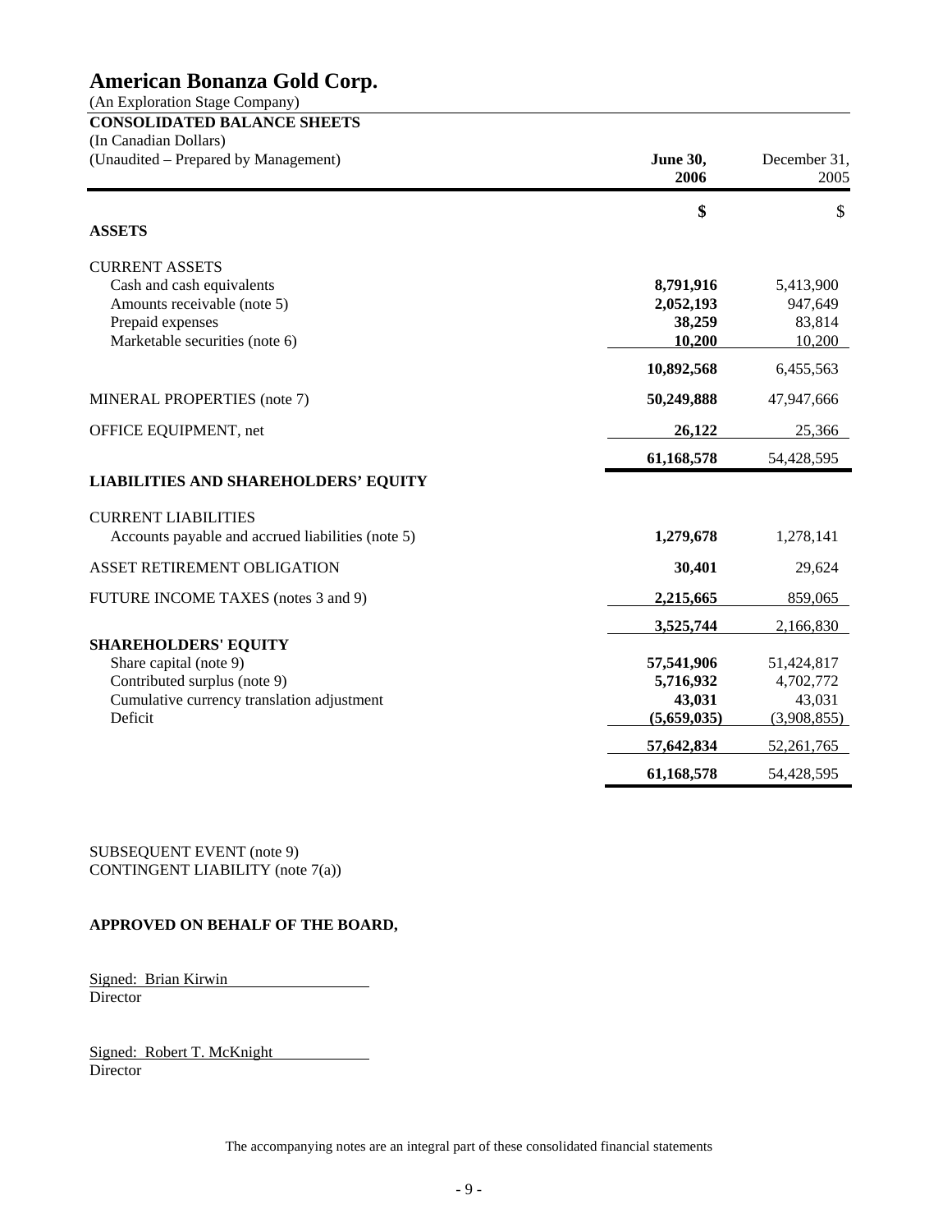# American Bonanza Gold Corp.

(An Exploration Stage Company)

**CONSOLIDATED BALANCE SHEETS**

(In Canadian Dollars)

(Unaudited – Prepared by Management)

| | **June 30, 2006** | December 31, 2005 |
|---|---|---|
| | **$** | $ |
| **ASSETS** | | |
| CURRENT ASSETS | | |
| Cash and cash equivalents | **8,791,916** | 5,413,900 |
| Amounts receivable (note 5) | **2,052,193** | 947,649 |
| Prepaid expenses | **38,259** | 83,814 |
| Marketable securities (note 6) | **10,200** | 10,200 |
| | **10,892,568** | 6,455,563 |
| MINERAL PROPERTIES (note 7) | **50,249,888** | 47,947,666 |
| OFFICE EQUIPMENT, net | **26,122** | 25,366 |
| | **61,168,578** | 54,428,595 |
| **LIABILITIES AND SHAREHOLDERS' EQUITY** | | |
| CURRENT LIABILITIES | | |
| Accounts payable and accrued liabilities (note 5) | **1,279,678** | 1,278,141 |
| ASSET RETIREMENT OBLIGATION | **30,401** | 29,624 |
| FUTURE INCOME TAXES (notes 3 and 9) | **2,215,665** | 859,065 |
| | **3,525,744** | 2,166,830 |
| **SHAREHOLDERS' EQUITY** | | |
| Share capital (note 9) | **57,541,906** | 51,424,817 |
| Contributed surplus (note 9) | **5,716,932** | 4,702,772 |
| Cumulative currency translation adjustment | **43,031** | 43,031 |
| Deficit | **(5,659,035)** | (3,908,855) |
| | **57,642,834** | 52,261,765 |
| | **61,168,578** | 54,428,595 |

SUBSEQUENT EVENT (note 9)
CONTINGENT LIABILITY (note 7(a))

**APPROVED ON BEHALF OF THE BOARD,**

Signed: Brian Kirwin
Director

Signed: Robert T. McKnight
Director

The accompanying notes are an integral part of these consolidated financial statements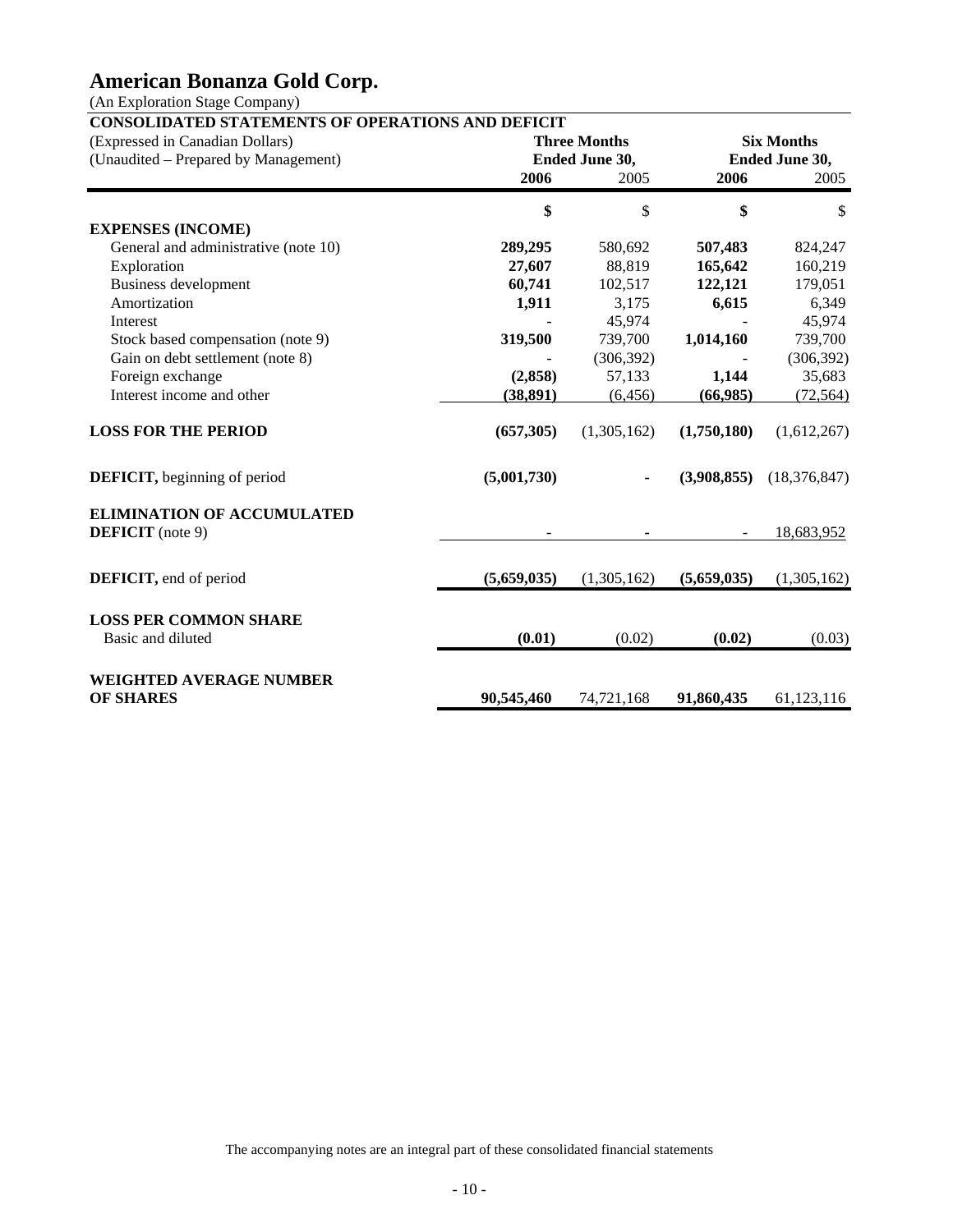# American Bonanza Gold Corp.

(An Exploration Stage Company)

**CONSOLIDATED STATEMENTS OF OPERATIONS AND DEFICIT**

| (Expressed in Canadian Dollars) (Unaudited – Prepared by Management) | Three Months Ended June 30, | | Six Months Ended June 30, | |
|---|---|---|---|---|
| | **2006** | 2005 | **2006** | 2005 |
| | **$** | $ | **$** | $ |
| **EXPENSES (INCOME)** | | | | |
| General and administrative (note 10) | **289,295** | 580,692 | **507,483** | 824,247 |
| Exploration | **27,607** | 88,819 | **165,642** | 160,219 |
| Business development | **60,741** | 102,517 | **122,121** | 179,051 |
| Amortization | **1,911** | 3,175 | **6,615** | 6,349 |
| Interest | - | 45,974 | - | 45,974 |
| Stock based compensation (note 9) | **319,500** | 739,700 | **1,014,160** | 739,700 |
| Gain on debt settlement (note 8) | - | (306,392) | - | (306,392) |
| Foreign exchange | **(2,858)** | 57,133 | **1,144** | 35,683 |
| Interest income and other | **(38,891)** | (6,456) | **(66,985)** | (72,564) |
| **LOSS FOR THE PERIOD** | **(657,305)** | (1,305,162) | **(1,750,180)** | (1,612,267) |
| **DEFICIT,** beginning of period | **(5,001,730)** | - | **(3,908,855)** | (18,376,847) |
| **ELIMINATION OF ACCUMULATED DEFICIT** (note 9) | - | - | - | 18,683,952 |
| **DEFICIT,** end of period | **(5,659,035)** | (1,305,162) | **(5,659,035)** | (1,305,162) |
| **LOSS PER COMMON SHARE** | | | | |
| Basic and diluted | **(0.01)** | (0.02) | **(0.02)** | (0.03) |
| **WEIGHTED AVERAGE NUMBER OF SHARES** | **90,545,460** | 74,721,168 | **91,860,435** | 61,123,116 |

The accompanying notes are an integral part of these consolidated financial statements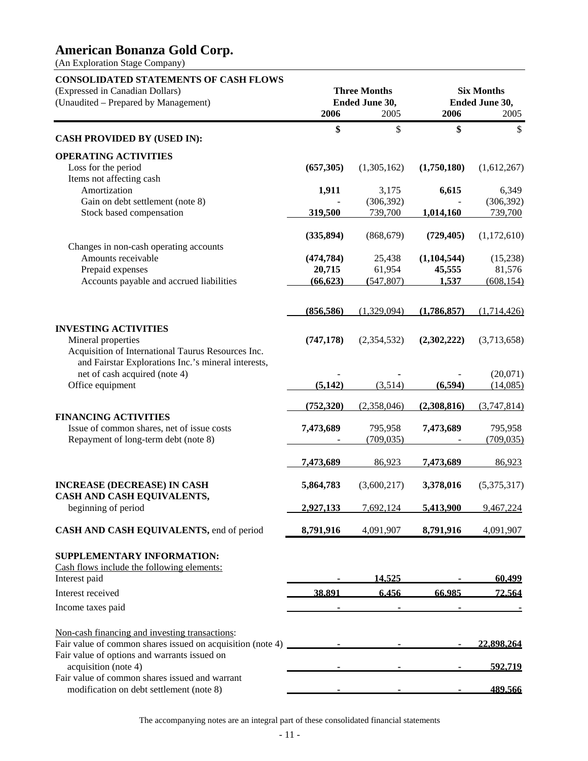# American Bonanza Gold Corp.

(An Exploration Stage Company)

| CONSOLIDATED STATEMENTS OF CASH FLOWS (Expressed in Canadian Dollars) (Unaudited – Prepared by Management) | Three Months Ended June 30, 2006 | 2005 | Six Months Ended June 30, 2006 | 2005 |
|---|---|---|---|---|
| | **$** | $ | **$** | $ |
| **CASH PROVIDED BY (USED IN):** | | | | |
| **OPERATING ACTIVITIES** | | | | |
| Loss for the period | **(657,305)** | (1,305,162) | **(1,750,180)** | (1,612,267) |
| Items not affecting cash | | | | |
| Amortization | **1,911** | 3,175 | **6,615** | 6,349 |
| Gain on debt settlement (note 8) | **-** | (306,392) | **-** | (306,392) |
| Stock based compensation | **319,500** | 739,700 | **1,014,160** | 739,700 |
| | **(335,894)** | (868,679) | **(729,405)** | (1,172,610) |
| Changes in non-cash operating accounts | | | | |
| Amounts receivable | **(474,784)** | 25,438 | **(1,104,544)** | (15,238) |
| Prepaid expenses | **20,715** | 61,954 | **45,555** | 81,576 |
| Accounts payable and accrued liabilities | **(66,623)** | (547,807) | **1,537** | (608,154) |
| | **(856,586)** | (1,329,094) | **(1,786,857)** | (1,714,426) |
| **INVESTING ACTIVITIES** | | | | |
| Mineral properties | **(747,178)** | (2,354,532) | **(2,302,222)** | (3,713,658) |
| Acquisition of International Taurus Resources Inc. and Fairstar Explorations Inc.'s mineral interests, net of cash acquired (note 4) | **-** | - | **-** | (20,071) |
| Office equipment | **(5,142)** | (3,514) | **(6,594)** | (14,085) |
| | **(752,320)** | (2,358,046) | **(2,308,816)** | (3,747,814) |
| **FINANCING ACTIVITIES** | | | | |
| Issue of common shares, net of issue costs | **7,473,689** | 795,958 | **7,473,689** | 795,958 |
| Repayment of long-term debt (note 8) | **-** | (709,035) | **-** | (709,035) |
| | **7,473,689** | 86,923 | **7,473,689** | 86,923 |
| **INCREASE (DECREASE) IN CASH** | **5,864,783** | (3,600,217) | **3,378,016** | (5,375,317) |
| **CASH AND CASH EQUIVALENTS,** beginning of period | **2,927,133** | 7,692,124 | **5,413,900** | 9,467,224 |
| **CASH AND CASH EQUIVALENTS,** end of period | **8,791,916** | 4,091,907 | **8,791,916** | 4,091,907 |

**SUPPLEMENTARY INFORMATION:**

| Cash flows include the following elements: | 2006 | 2005 | 2006 | 2005 |
|---|---|---|---|---|
| Interest paid | **-** | 14,525 | **-** | 60,499 |
| Interest received | **38,891** | 6,456 | **66,985** | 72,564 |
| Income taxes paid | **-** | - | **-** | - |
| Non-cash financing and investing transactions: | | | | |
| Fair value of common shares issued on acquisition (note 4) | **-** | - | **-** | 22,898,264 |
| Fair value of options and warrants issued on acquisition (note 4) | **-** | - | **-** | 592,719 |
| Fair value of common shares issued and warrant modification on debt settlement (note 8) | **-** | - | **-** | 489,566 |

The accompanying notes are an integral part of these consolidated financial statements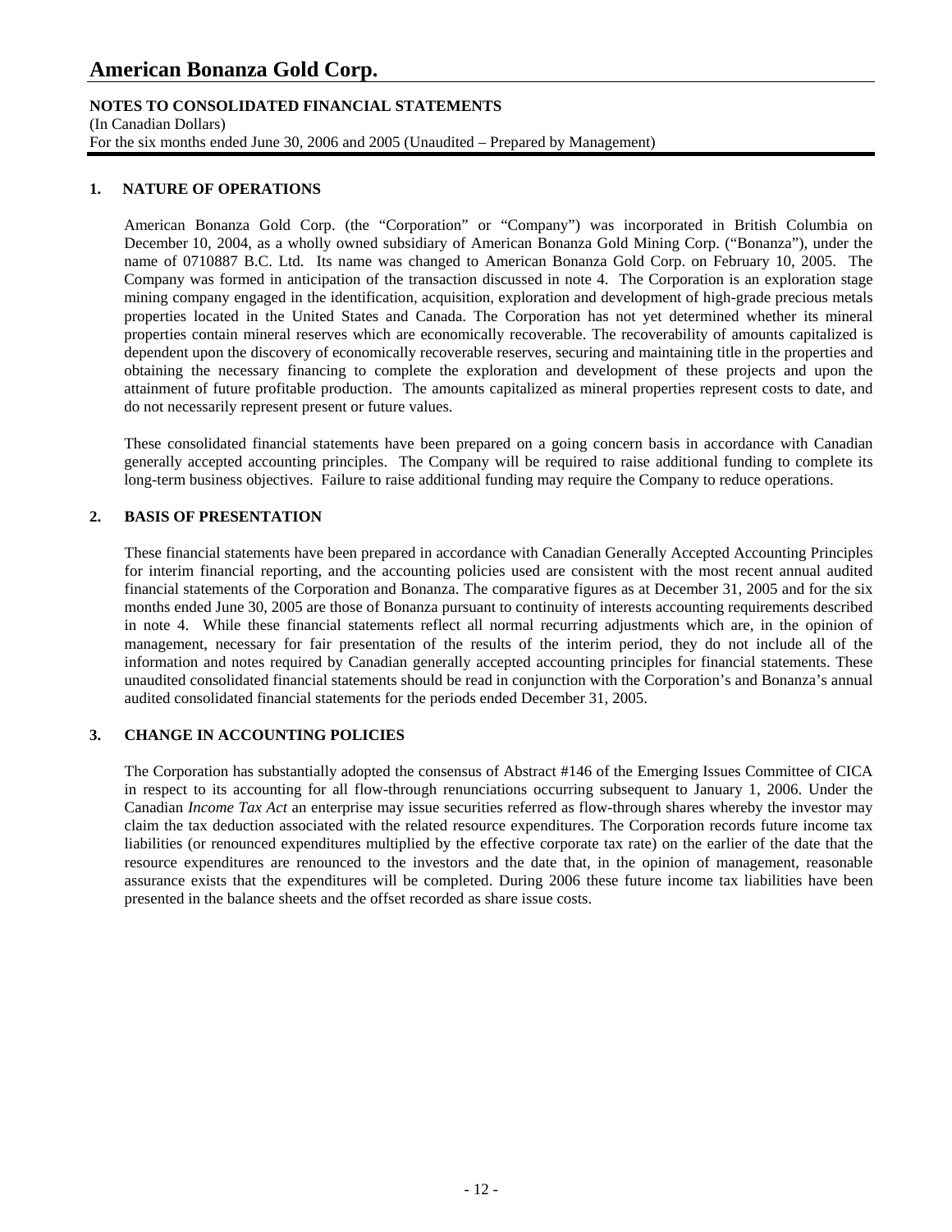# American Bonanza Gold Corp.

**NOTES TO CONSOLIDATED FINANCIAL STATEMENTS**
(In Canadian Dollars)
For the six months ended June 30, 2006 and 2005 (Unaudited – Prepared by Management)

## 1. NATURE OF OPERATIONS

American Bonanza Gold Corp. (the "Corporation" or "Company") was incorporated in British Columbia on December 10, 2004, as a wholly owned subsidiary of American Bonanza Gold Mining Corp. ("Bonanza"), under the name of 0710887 B.C. Ltd. Its name was changed to American Bonanza Gold Corp. on February 10, 2005. The Company was formed in anticipation of the transaction discussed in note 4. The Corporation is an exploration stage mining company engaged in the identification, acquisition, exploration and development of high-grade precious metals properties located in the United States and Canada. The Corporation has not yet determined whether its mineral properties contain mineral reserves which are economically recoverable. The recoverability of amounts capitalized is dependent upon the discovery of economically recoverable reserves, securing and maintaining title in the properties and obtaining the necessary financing to complete the exploration and development of these projects and upon the attainment of future profitable production. The amounts capitalized as mineral properties represent costs to date, and do not necessarily represent present or future values.

These consolidated financial statements have been prepared on a going concern basis in accordance with Canadian generally accepted accounting principles. The Company will be required to raise additional funding to complete its long-term business objectives. Failure to raise additional funding may require the Company to reduce operations.

## 2. BASIS OF PRESENTATION

These financial statements have been prepared in accordance with Canadian Generally Accepted Accounting Principles for interim financial reporting, and the accounting policies used are consistent with the most recent annual audited financial statements of the Corporation and Bonanza. The comparative figures as at December 31, 2005 and for the six months ended June 30, 2005 are those of Bonanza pursuant to continuity of interests accounting requirements described in note 4. While these financial statements reflect all normal recurring adjustments which are, in the opinion of management, necessary for fair presentation of the results of the interim period, they do not include all of the information and notes required by Canadian generally accepted accounting principles for financial statements. These unaudited consolidated financial statements should be read in conjunction with the Corporation's and Bonanza's annual audited consolidated financial statements for the periods ended December 31, 2005.

## 3. CHANGE IN ACCOUNTING POLICIES

The Corporation has substantially adopted the consensus of Abstract #146 of the Emerging Issues Committee of CICA in respect to its accounting for all flow-through renunciations occurring subsequent to January 1, 2006. Under the Canadian *Income Tax Act* an enterprise may issue securities referred as flow-through shares whereby the investor may claim the tax deduction associated with the related resource expenditures. The Corporation records future income tax liabilities (or renounced expenditures multiplied by the effective corporate tax rate) on the earlier of the date that the resource expenditures are renounced to the investors and the date that, in the opinion of management, reasonable assurance exists that the expenditures will be completed. During 2006 these future income tax liabilities have been presented in the balance sheets and the offset recorded as share issue costs.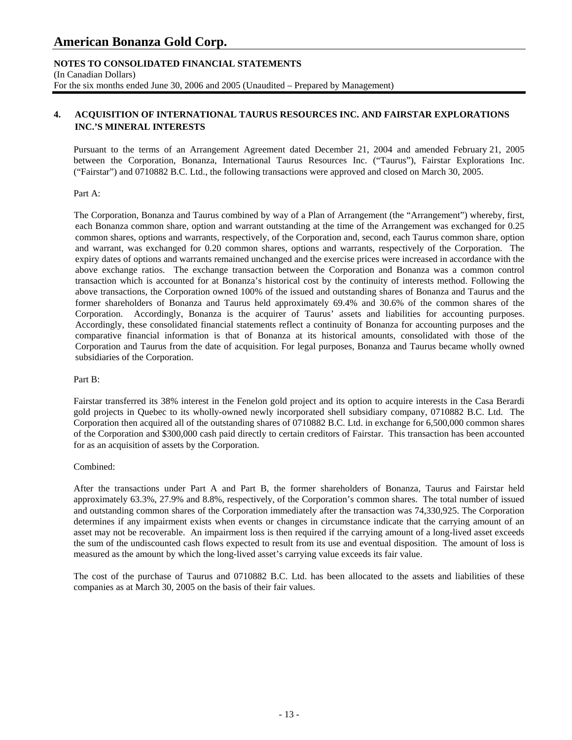# American Bonanza Gold Corp.

**NOTES TO CONSOLIDATED FINANCIAL STATEMENTS**
(In Canadian Dollars)
For the six months ended June 30, 2006 and 2005 (Unaudited – Prepared by Management)

## 4. ACQUISITION OF INTERNATIONAL TAURUS RESOURCES INC. AND FAIRSTAR EXPLORATIONS INC.'S MINERAL INTERESTS

Pursuant to the terms of an Arrangement Agreement dated December 21, 2004 and amended February 21, 2005 between the Corporation, Bonanza, International Taurus Resources Inc. ("Taurus"), Fairstar Explorations Inc. ("Fairstar") and 0710882 B.C. Ltd., the following transactions were approved and closed on March 30, 2005.

Part A:

The Corporation, Bonanza and Taurus combined by way of a Plan of Arrangement (the "Arrangement") whereby, first, each Bonanza common share, option and warrant outstanding at the time of the Arrangement was exchanged for 0.25 common shares, options and warrants, respectively, of the Corporation and, second, each Taurus common share, option and warrant, was exchanged for 0.20 common shares, options and warrants, respectively of the Corporation. The expiry dates of options and warrants remained unchanged and the exercise prices were increased in accordance with the above exchange ratios. The exchange transaction between the Corporation and Bonanza was a common control transaction which is accounted for at Bonanza's historical cost by the continuity of interests method. Following the above transactions, the Corporation owned 100% of the issued and outstanding shares of Bonanza and Taurus and the former shareholders of Bonanza and Taurus held approximately 69.4% and 30.6% of the common shares of the Corporation. Accordingly, Bonanza is the acquirer of Taurus' assets and liabilities for accounting purposes. Accordingly, these consolidated financial statements reflect a continuity of Bonanza for accounting purposes and the comparative financial information is that of Bonanza at its historical amounts, consolidated with those of the Corporation and Taurus from the date of acquisition. For legal purposes, Bonanza and Taurus became wholly owned subsidiaries of the Corporation.

Part B:

Fairstar transferred its 38% interest in the Fenelon gold project and its option to acquire interests in the Casa Berardi gold projects in Quebec to its wholly-owned newly incorporated shell subsidiary company, 0710882 B.C. Ltd. The Corporation then acquired all of the outstanding shares of 0710882 B.C. Ltd. in exchange for 6,500,000 common shares of the Corporation and $300,000 cash paid directly to certain creditors of Fairstar. This transaction has been accounted for as an acquisition of assets by the Corporation.

Combined:

After the transactions under Part A and Part B, the former shareholders of Bonanza, Taurus and Fairstar held approximately 63.3%, 27.9% and 8.8%, respectively, of the Corporation's common shares. The total number of issued and outstanding common shares of the Corporation immediately after the transaction was 74,330,925. The Corporation determines if any impairment exists when events or changes in circumstance indicate that the carrying amount of an asset may not be recoverable. An impairment loss is then required if the carrying amount of a long-lived asset exceeds the sum of the undiscounted cash flows expected to result from its use and eventual disposition. The amount of loss is measured as the amount by which the long-lived asset's carrying value exceeds its fair value.

The cost of the purchase of Taurus and 0710882 B.C. Ltd. has been allocated to the assets and liabilities of these companies as at March 30, 2005 on the basis of their fair values.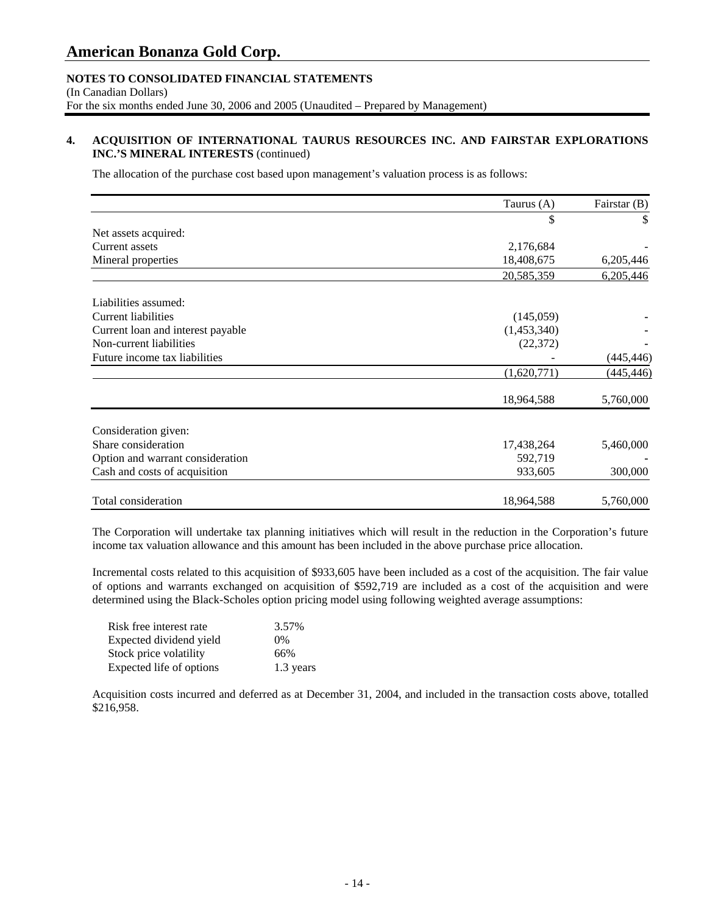# American Bonanza Gold Corp.

**NOTES TO CONSOLIDATED FINANCIAL STATEMENTS**
(In Canadian Dollars)
For the six months ended June 30, 2006 and 2005 (Unaudited – Prepared by Management)

**4. ACQUISITION OF INTERNATIONAL TAURUS RESOURCES INC. AND FAIRSTAR EXPLORATIONS INC.'S MINERAL INTERESTS** (continued)

The allocation of the purchase cost based upon management's valuation process is as follows:

| | Taurus (A) | Fairstar (B) |
|---|---|---|
| | $ | $ |
| Net assets acquired: | | |
| Current assets | 2,176,684 | - |
| Mineral properties | 18,408,675 | 6,205,446 |
| | 20,585,359 | 6,205,446 |
| Liabilities assumed: | | |
| Current liabilities | (145,059) | - |
| Current loan and interest payable | (1,453,340) | - |
| Non-current liabilities | (22,372) | - |
| Future income tax liabilities | - | (445,446) |
| | (1,620,771) | (445,446) |
| | 18,964,588 | 5,760,000 |
| Consideration given: | | |
| Share consideration | 17,438,264 | 5,460,000 |
| Option and warrant consideration | 592,719 | - |
| Cash and costs of acquisition | 933,605 | 300,000 |
| Total consideration | 18,964,588 | 5,760,000 |

The Corporation will undertake tax planning initiatives which will result in the reduction in the Corporation's future income tax valuation allowance and this amount has been included in the above purchase price allocation.

Incremental costs related to this acquisition of $933,605 have been included as a cost of the acquisition. The fair value of options and warrants exchanged on acquisition of $592,719 are included as a cost of the acquisition and were determined using the Black-Scholes option pricing model using following weighted average assumptions:

| | |
|---|---|
| Risk free interest rate | 3.57% |
| Expected dividend yield | 0% |
| Stock price volatility | 66% |
| Expected life of options | 1.3 years |

Acquisition costs incurred and deferred as at December 31, 2004, and included in the transaction costs above, totalled $216,958.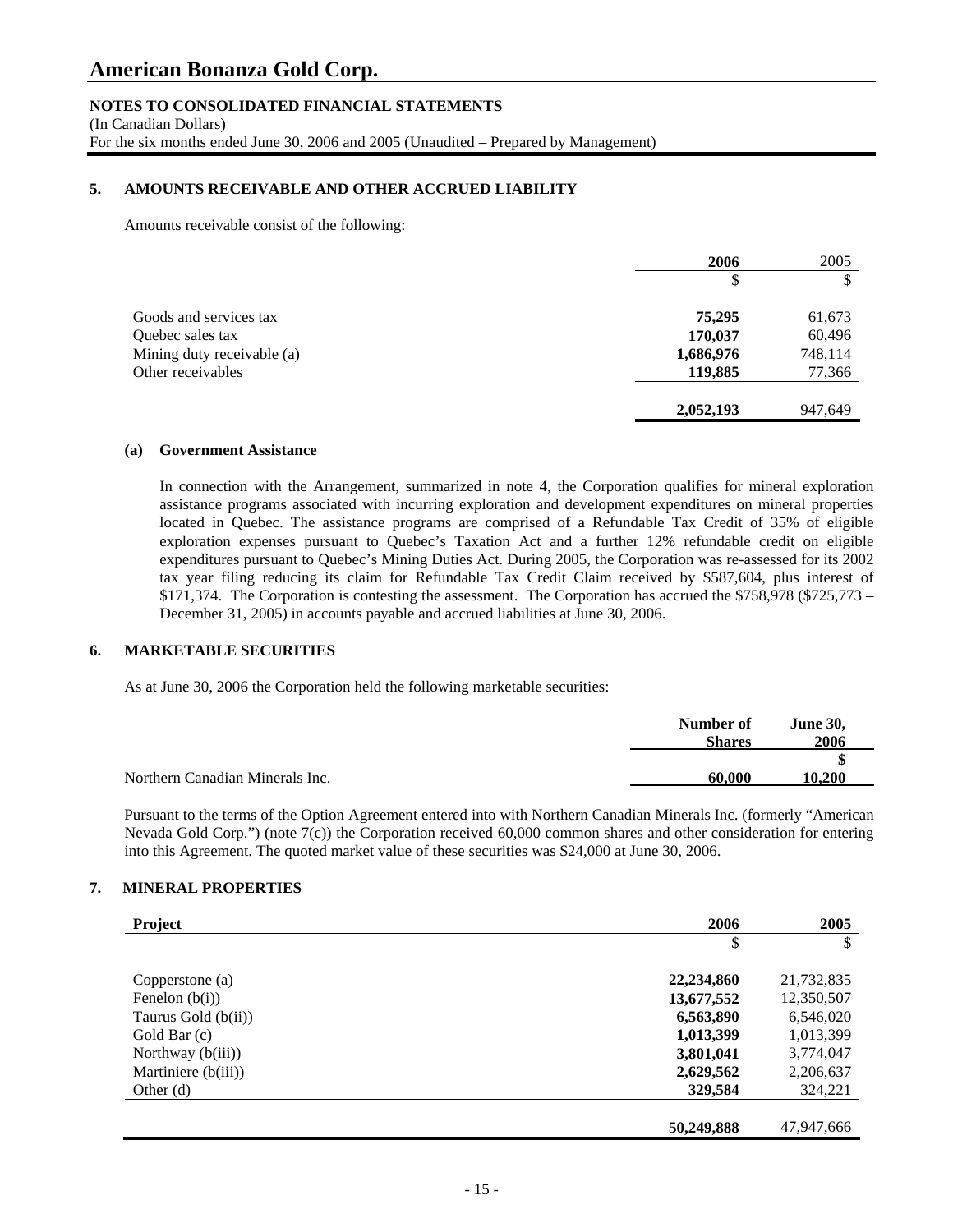# American Bonanza Gold Corp.

**NOTES TO CONSOLIDATED FINANCIAL STATEMENTS**
(In Canadian Dollars)
For the six months ended June 30, 2006 and 2005 (Unaudited – Prepared by Management)

## 5. AMOUNTS RECEIVABLE AND OTHER ACCRUED LIABILITY

Amounts receivable consist of the following:

| | 2006 | 2005 |
|---|---|---|
| | $ | $ |
| Goods and services tax | **75,295** | 61,673 |
| Quebec sales tax | **170,037** | 60,496 |
| Mining duty receivable (a) | **1,686,976** | 748,114 |
| Other receivables | **119,885** | 77,366 |
| | **2,052,193** | 947,649 |

**(a) Government Assistance**

In connection with the Arrangement, summarized in note 4, the Corporation qualifies for mineral exploration assistance programs associated with incurring exploration and development expenditures on mineral properties located in Quebec. The assistance programs are comprised of a Refundable Tax Credit of 35% of eligible exploration expenses pursuant to Quebec's Taxation Act and a further 12% refundable credit on eligible expenditures pursuant to Quebec's Mining Duties Act. During 2005, the Corporation was re-assessed for its 2002 tax year filing reducing its claim for Refundable Tax Credit Claim received by $587,604, plus interest of $171,374. The Corporation is contesting the assessment. The Corporation has accrued the $758,978 ($725,773 – December 31, 2005) in accounts payable and accrued liabilities at June 30, 2006.

## 6. MARKETABLE SECURITIES

As at June 30, 2006 the Corporation held the following marketable securities:

| | Number of Shares | June 30, 2006 |
|---|---|---|
| | | $ |
| Northern Canadian Minerals Inc. | **60,000** | **10,200** |

Pursuant to the terms of the Option Agreement entered into with Northern Canadian Minerals Inc. (formerly "American Nevada Gold Corp.") (note 7(c)) the Corporation received 60,000 common shares and other consideration for entering into this Agreement. The quoted market value of these securities was $24,000 at June 30, 2006.

## 7. MINERAL PROPERTIES

| Project | 2006 | 2005 |
|---|---|---|
| | $ | $ |
| Copperstone (a) | **22,234,860** | 21,732,835 |
| Fenelon (b(i)) | **13,677,552** | 12,350,507 |
| Taurus Gold (b(ii)) | **6,563,890** | 6,546,020 |
| Gold Bar (c) | **1,013,399** | 1,013,399 |
| Northway (b(iii)) | **3,801,041** | 3,774,047 |
| Martiniere (b(iii)) | **2,629,562** | 2,206,637 |
| Other (d) | **329,584** | 324,221 |
| | **50,249,888** | 47,947,666 |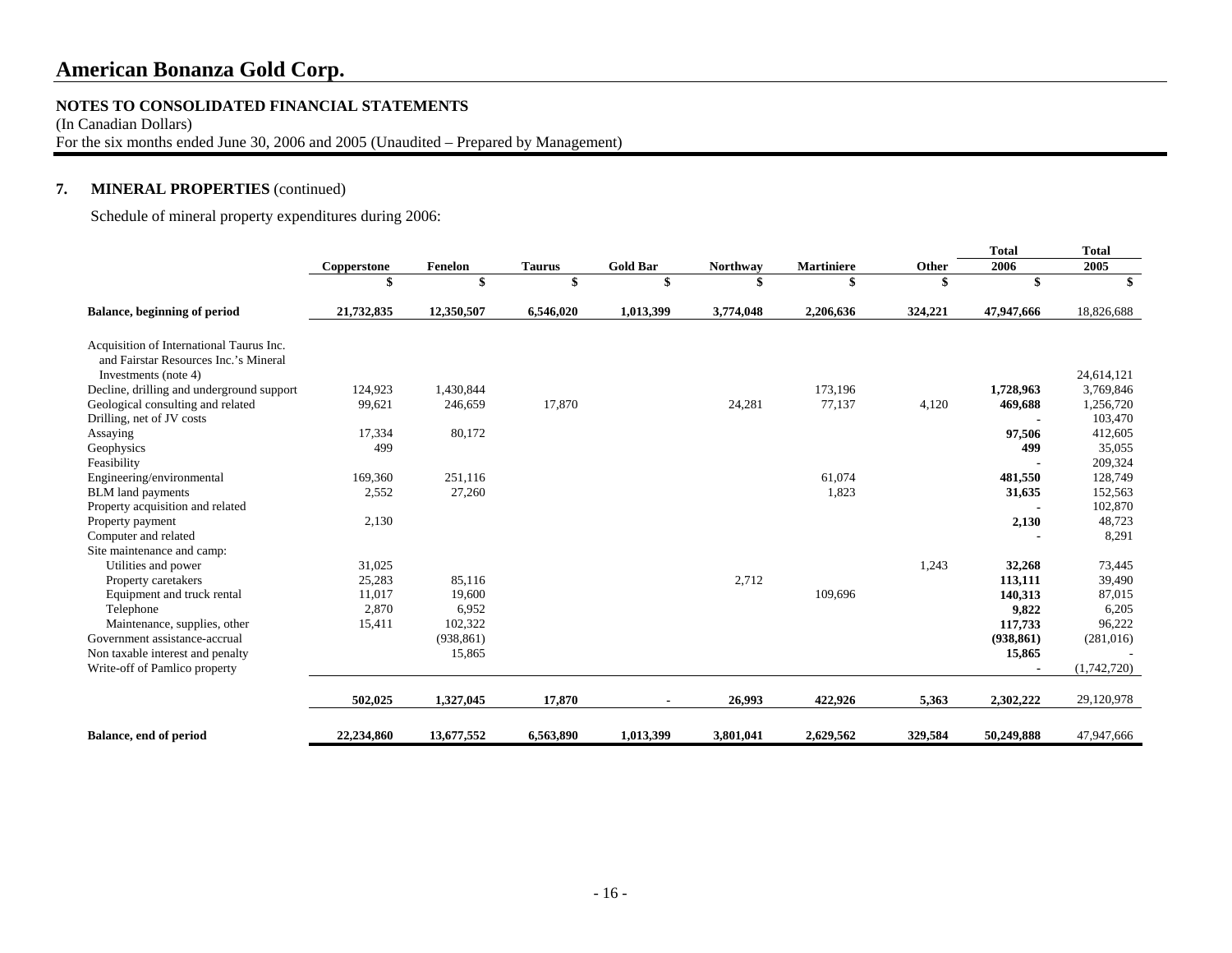# American Bonanza Gold Corp.

**NOTES TO CONSOLIDATED FINANCIAL STATEMENTS**
(In Canadian Dollars)
For the six months ended June 30, 2006 and 2005 (Unaudited – Prepared by Management)

## 7. MINERAL PROPERTIES (continued)

Schedule of mineral property expenditures during 2006:

| | Copperstone | Fenelon | Taurus | Gold Bar | Northway | Martiniere | Other | Total 2006 | Total 2005 |
|---|---|---|---|---|---|---|---|---|---|
| | $ | $ | $ | $ | $ | $ | $ | $ | $ |
| **Balance, beginning of period** | **21,732,835** | **12,350,507** | **6,546,020** | **1,013,399** | **3,774,048** | **2,206,636** | **324,221** | **47,947,666** | 18,826,688 |
| Acquisition of International Taurus Inc. and Fairstar Resources Inc.'s Mineral Investments (note 4) | | | | | | | | | 24,614,121 |
| Decline, drilling and underground support | 124,923 | 1,430,844 | | | | 173,196 | | **1,728,963** | 3,769,846 |
| Geological consulting and related | 99,621 | 246,659 | 17,870 | | 24,281 | 77,137 | 4,120 | **469,688** | 1,256,720 |
| Drilling, net of JV costs | | | | | | | | **-** | 103,470 |
| Assaying | 17,334 | 80,172 | | | | | | **97,506** | 412,605 |
| Geophysics | 499 | | | | | | | **499** | 35,055 |
| Feasibility | | | | | | | | **-** | 209,324 |
| Engineering/environmental | 169,360 | 251,116 | | | | 61,074 | | **481,550** | 128,749 |
| BLM land payments | 2,552 | 27,260 | | | | 1,823 | | **31,635** | 152,563 |
| Property acquisition and related | | | | | | | | **-** | 102,870 |
| Property payment | 2,130 | | | | | | | **2,130** | 48,723 |
| Computer and related | | | | | | | | **-** | 8,291 |
| Site maintenance and camp: | | | | | | | | | |
| Utilities and power | 31,025 | | | | | | 1,243 | **32,268** | 73,445 |
| Property caretakers | 25,283 | 85,116 | | | 2,712 | | | **113,111** | 39,490 |
| Equipment and truck rental | 11,017 | 19,600 | | | | 109,696 | | **140,313** | 87,015 |
| Telephone | 2,870 | 6,952 | | | | | | **9,822** | 6,205 |
| Maintenance, supplies, other | 15,411 | 102,322 | | | | | | **117,733** | 96,222 |
| Government assistance-accrual | | (938,861) | | | | | | **(938,861)** | (281,016) |
| Non taxable interest and penalty | | 15,865 | | | | | | **15,865** | - |
| Write-off of Pamlico property | | | | | | | | **-** | (1,742,720) |
| | **502,025** | **1,327,045** | **17,870** | **-** | **26,993** | **422,926** | **5,363** | **2,302,222** | 29,120,978 |
| **Balance, end of period** | **22,234,860** | **13,677,552** | **6,563,890** | **1,013,399** | **3,801,041** | **2,629,562** | **329,584** | **50,249,888** | 47,947,666 |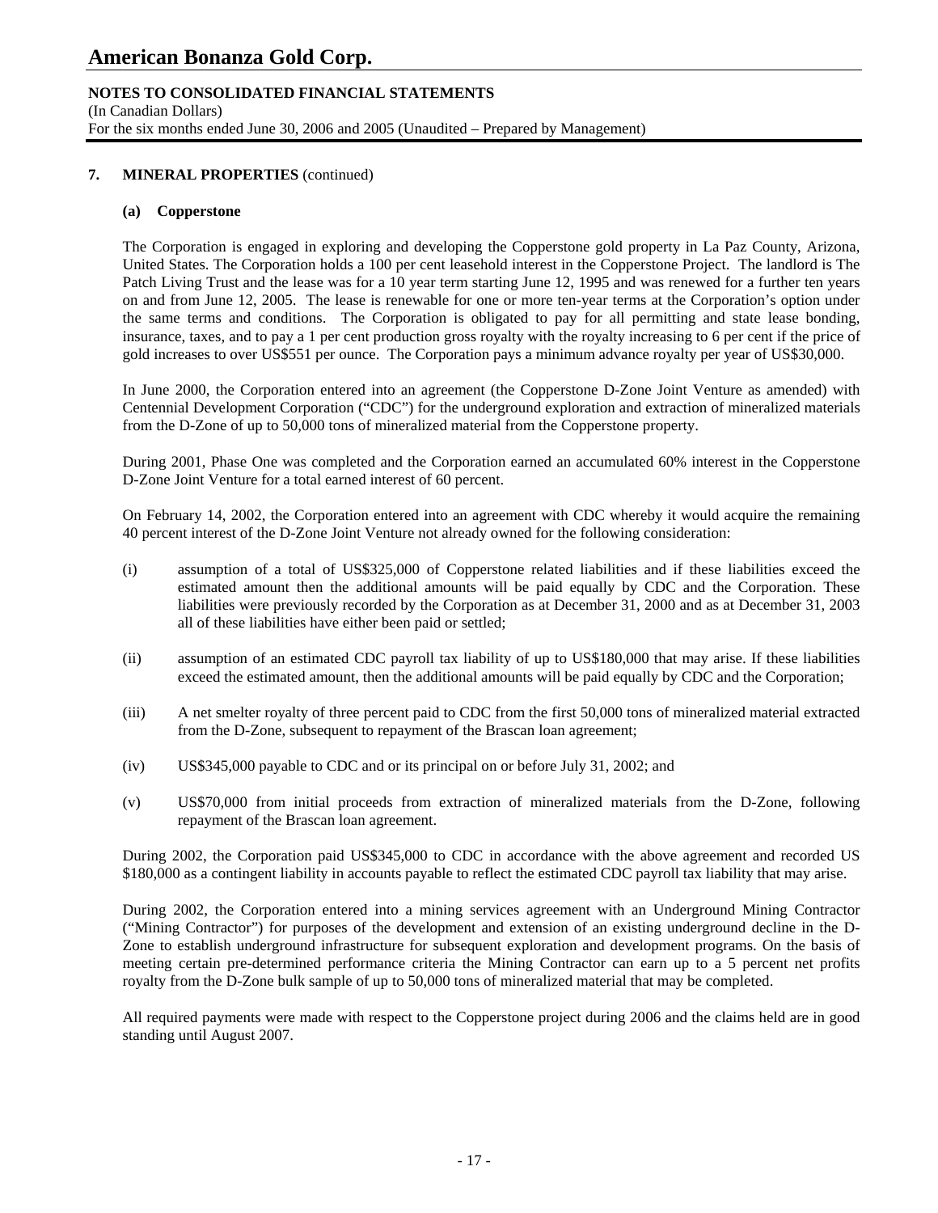# American Bonanza Gold Corp.

**NOTES TO CONSOLIDATED FINANCIAL STATEMENTS**
(In Canadian Dollars)
For the six months ended June 30, 2006 and 2005 (Unaudited – Prepared by Management)

**7. MINERAL PROPERTIES** (continued)

**(a) Copperstone**

The Corporation is engaged in exploring and developing the Copperstone gold property in La Paz County, Arizona, United States. The Corporation holds a 100 per cent leasehold interest in the Copperstone Project. The landlord is The Patch Living Trust and the lease was for a 10 year term starting June 12, 1995 and was renewed for a further ten years on and from June 12, 2005. The lease is renewable for one or more ten-year terms at the Corporation's option under the same terms and conditions. The Corporation is obligated to pay for all permitting and state lease bonding, insurance, taxes, and to pay a 1 per cent production gross royalty with the royalty increasing to 6 per cent if the price of gold increases to over US$551 per ounce. The Corporation pays a minimum advance royalty per year of US$30,000.

In June 2000, the Corporation entered into an agreement (the Copperstone D-Zone Joint Venture as amended) with Centennial Development Corporation ("CDC") for the underground exploration and extraction of mineralized materials from the D-Zone of up to 50,000 tons of mineralized material from the Copperstone property.

During 2001, Phase One was completed and the Corporation earned an accumulated 60% interest in the Copperstone D-Zone Joint Venture for a total earned interest of 60 percent.

On February 14, 2002, the Corporation entered into an agreement with CDC whereby it would acquire the remaining 40 percent interest of the D-Zone Joint Venture not already owned for the following consideration:

(i) assumption of a total of US$325,000 of Copperstone related liabilities and if these liabilities exceed the estimated amount then the additional amounts will be paid equally by CDC and the Corporation. These liabilities were previously recorded by the Corporation as at December 31, 2000 and as at December 31, 2003 all of these liabilities have either been paid or settled;

(ii) assumption of an estimated CDC payroll tax liability of up to US$180,000 that may arise. If these liabilities exceed the estimated amount, then the additional amounts will be paid equally by CDC and the Corporation;

(iii) A net smelter royalty of three percent paid to CDC from the first 50,000 tons of mineralized material extracted from the D-Zone, subsequent to repayment of the Brascan loan agreement;

(iv) US$345,000 payable to CDC and or its principal on or before July 31, 2002; and

(v) US$70,000 from initial proceeds from extraction of mineralized materials from the D-Zone, following repayment of the Brascan loan agreement.

During 2002, the Corporation paid US$345,000 to CDC in accordance with the above agreement and recorded US $180,000 as a contingent liability in accounts payable to reflect the estimated CDC payroll tax liability that may arise.

During 2002, the Corporation entered into a mining services agreement with an Underground Mining Contractor ("Mining Contractor") for purposes of the development and extension of an existing underground decline in the D-Zone to establish underground infrastructure for subsequent exploration and development programs. On the basis of meeting certain pre-determined performance criteria the Mining Contractor can earn up to a 5 percent net profits royalty from the D-Zone bulk sample of up to 50,000 tons of mineralized material that may be completed.

All required payments were made with respect to the Copperstone project during 2006 and the claims held are in good standing until August 2007.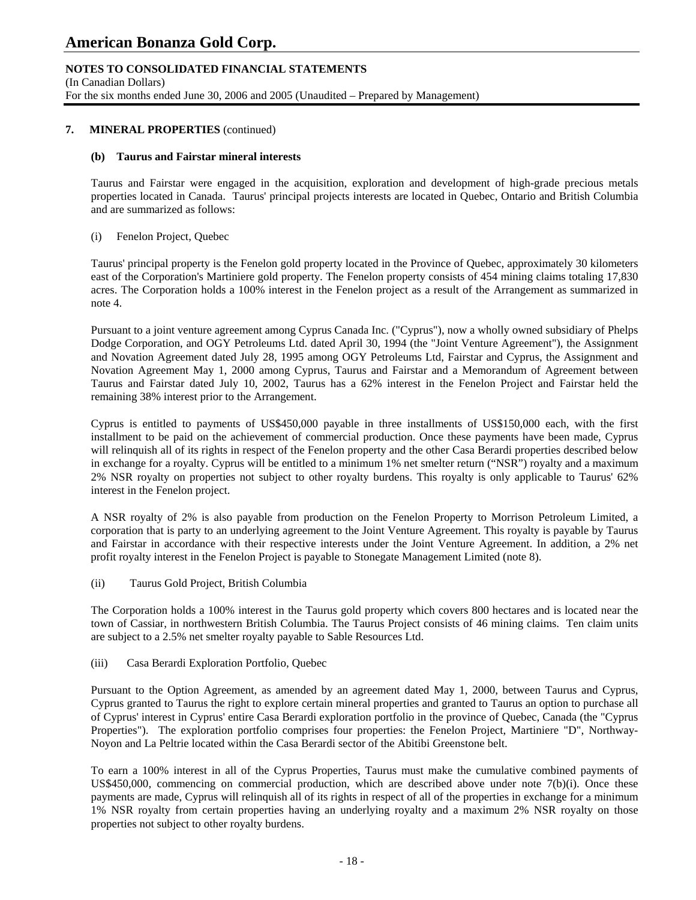## 7. MINERAL PROPERTIES (continued)

### (b) Taurus and Fairstar mineral interests

Taurus and Fairstar were engaged in the acquisition, exploration and development of high-grade precious metals properties located in Canada. Taurus' principal projects interests are located in Quebec, Ontario and British Columbia and are summarized as follows:

(i) Fenelon Project, Quebec

Taurus' principal property is the Fenelon gold property located in the Province of Quebec, approximately 30 kilometers east of the Corporation's Martiniere gold property. The Fenelon property consists of 454 mining claims totaling 17,830 acres. The Corporation holds a 100% interest in the Fenelon project as a result of the Arrangement as summarized in note 4.

Pursuant to a joint venture agreement among Cyprus Canada Inc. ("Cyprus"), now a wholly owned subsidiary of Phelps Dodge Corporation, and OGY Petroleums Ltd. dated April 30, 1994 (the "Joint Venture Agreement"), the Assignment and Novation Agreement dated July 28, 1995 among OGY Petroleums Ltd, Fairstar and Cyprus, the Assignment and Novation Agreement May 1, 2000 among Cyprus, Taurus and Fairstar and a Memorandum of Agreement between Taurus and Fairstar dated July 10, 2002, Taurus has a 62% interest in the Fenelon Project and Fairstar held the remaining 38% interest prior to the Arrangement.

Cyprus is entitled to payments of US$450,000 payable in three installments of US$150,000 each, with the first installment to be paid on the achievement of commercial production. Once these payments have been made, Cyprus will relinquish all of its rights in respect of the Fenelon property and the other Casa Berardi properties described below in exchange for a royalty. Cyprus will be entitled to a minimum 1% net smelter return ("NSR") royalty and a maximum 2% NSR royalty on properties not subject to other royalty burdens. This royalty is only applicable to Taurus' 62% interest in the Fenelon project.

A NSR royalty of 2% is also payable from production on the Fenelon Property to Morrison Petroleum Limited, a corporation that is party to an underlying agreement to the Joint Venture Agreement. This royalty is payable by Taurus and Fairstar in accordance with their respective interests under the Joint Venture Agreement. In addition, a 2% net profit royalty interest in the Fenelon Project is payable to Stonegate Management Limited (note 8).

(ii) Taurus Gold Project, British Columbia

The Corporation holds a 100% interest in the Taurus gold property which covers 800 hectares and is located near the town of Cassiar, in northwestern British Columbia. The Taurus Project consists of 46 mining claims. Ten claim units are subject to a 2.5% net smelter royalty payable to Sable Resources Ltd.

(iii) Casa Berardi Exploration Portfolio, Quebec

Pursuant to the Option Agreement, as amended by an agreement dated May 1, 2000, between Taurus and Cyprus, Cyprus granted to Taurus the right to explore certain mineral properties and granted to Taurus an option to purchase all of Cyprus' interest in Cyprus' entire Casa Berardi exploration portfolio in the province of Quebec, Canada (the "Cyprus Properties"). The exploration portfolio comprises four properties: the Fenelon Project, Martiniere "D", Northway-Noyon and La Peltrie located within the Casa Berardi sector of the Abitibi Greenstone belt.

To earn a 100% interest in all of the Cyprus Properties, Taurus must make the cumulative combined payments of US$450,000, commencing on commercial production, which are described above under note 7(b)(i). Once these payments are made, Cyprus will relinquish all of its rights in respect of all of the properties in exchange for a minimum 1% NSR royalty from certain properties having an underlying royalty and a maximum 2% NSR royalty on those properties not subject to other royalty burdens.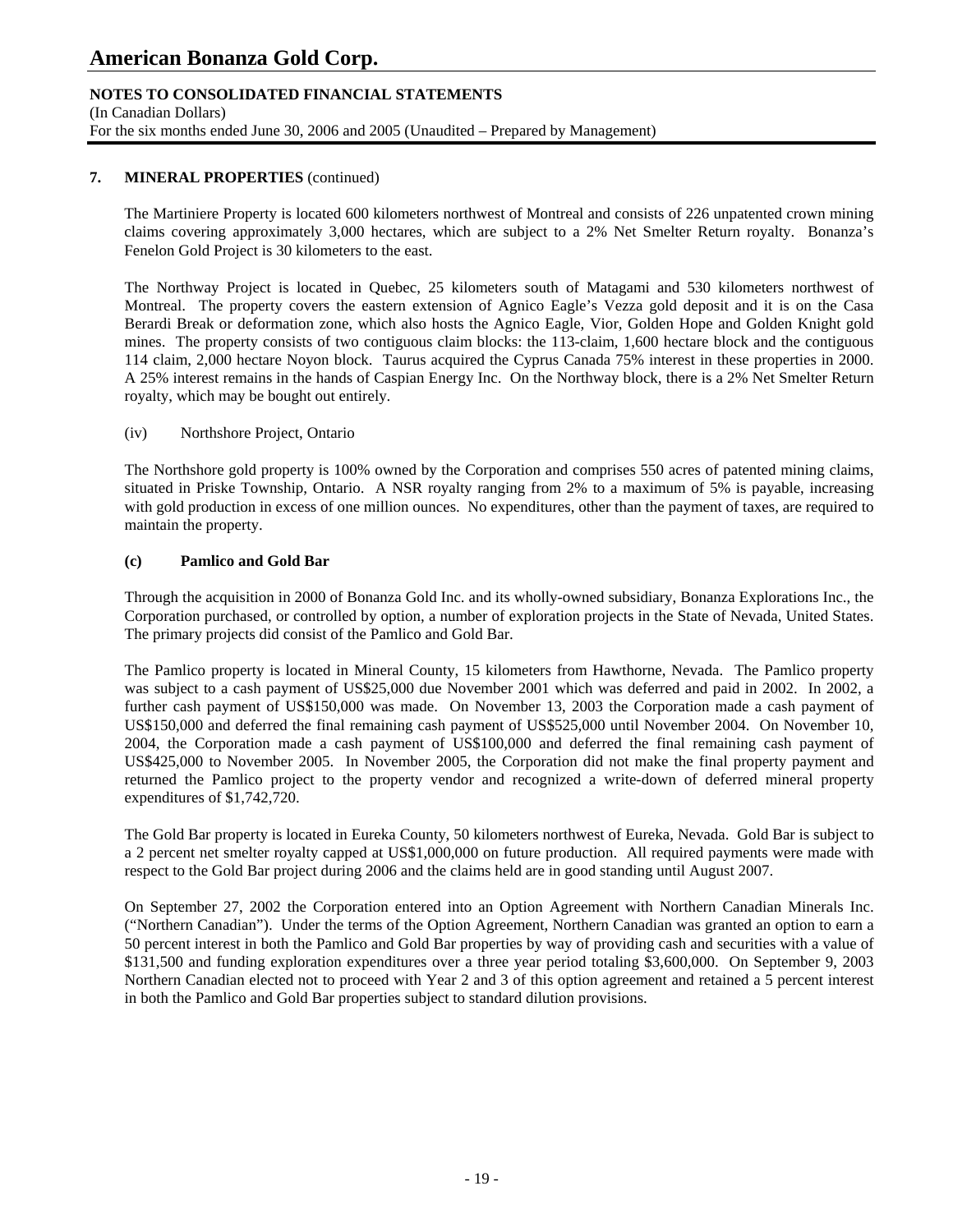## 7. MINERAL PROPERTIES (continued)

The Martiniere Property is located 600 kilometers northwest of Montreal and consists of 226 unpatented crown mining claims covering approximately 3,000 hectares, which are subject to a 2% Net Smelter Return royalty. Bonanza's Fenelon Gold Project is 30 kilometers to the east.

The Northway Project is located in Quebec, 25 kilometers south of Matagami and 530 kilometers northwest of Montreal. The property covers the eastern extension of Agnico Eagle's Vezza gold deposit and it is on the Casa Berardi Break or deformation zone, which also hosts the Agnico Eagle, Vior, Golden Hope and Golden Knight gold mines. The property consists of two contiguous claim blocks: the 113-claim, 1,600 hectare block and the contiguous 114 claim, 2,000 hectare Noyon block. Taurus acquired the Cyprus Canada 75% interest in these properties in 2000. A 25% interest remains in the hands of Caspian Energy Inc. On the Northway block, there is a 2% Net Smelter Return royalty, which may be bought out entirely.

(iv) Northshore Project, Ontario

The Northshore gold property is 100% owned by the Corporation and comprises 550 acres of patented mining claims, situated in Priske Township, Ontario. A NSR royalty ranging from 2% to a maximum of 5% is payable, increasing with gold production in excess of one million ounces. No expenditures, other than the payment of taxes, are required to maintain the property.

### (c) Pamlico and Gold Bar

Through the acquisition in 2000 of Bonanza Gold Inc. and its wholly-owned subsidiary, Bonanza Explorations Inc., the Corporation purchased, or controlled by option, a number of exploration projects in the State of Nevada, United States. The primary projects did consist of the Pamlico and Gold Bar.

The Pamlico property is located in Mineral County, 15 kilometers from Hawthorne, Nevada. The Pamlico property was subject to a cash payment of US$25,000 due November 2001 which was deferred and paid in 2002. In 2002, a further cash payment of US$150,000 was made. On November 13, 2003 the Corporation made a cash payment of US$150,000 and deferred the final remaining cash payment of US$525,000 until November 2004. On November 10, 2004, the Corporation made a cash payment of US$100,000 and deferred the final remaining cash payment of US$425,000 to November 2005. In November 2005, the Corporation did not make the final property payment and returned the Pamlico project to the property vendor and recognized a write-down of deferred mineral property expenditures of $1,742,720.

The Gold Bar property is located in Eureka County, 50 kilometers northwest of Eureka, Nevada. Gold Bar is subject to a 2 percent net smelter royalty capped at US$1,000,000 on future production. All required payments were made with respect to the Gold Bar project during 2006 and the claims held are in good standing until August 2007.

On September 27, 2002 the Corporation entered into an Option Agreement with Northern Canadian Minerals Inc. ("Northern Canadian"). Under the terms of the Option Agreement, Northern Canadian was granted an option to earn a 50 percent interest in both the Pamlico and Gold Bar properties by way of providing cash and securities with a value of $131,500 and funding exploration expenditures over a three year period totaling $3,600,000. On September 9, 2003 Northern Canadian elected not to proceed with Year 2 and 3 of this option agreement and retained a 5 percent interest in both the Pamlico and Gold Bar properties subject to standard dilution provisions.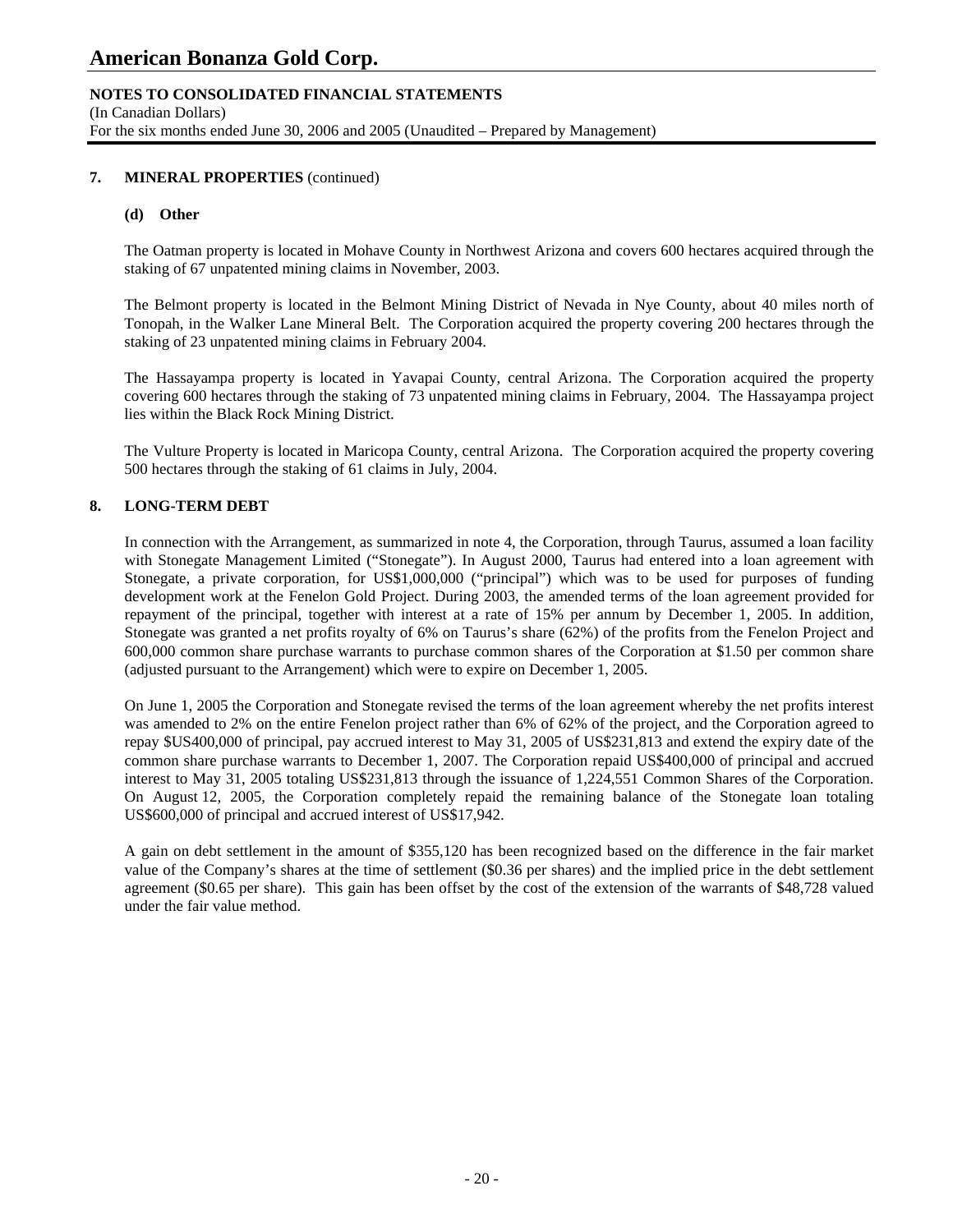## 7. MINERAL PROPERTIES (continued)

### (d) Other

The Oatman property is located in Mohave County in Northwest Arizona and covers 600 hectares acquired through the staking of 67 unpatented mining claims in November, 2003.

The Belmont property is located in the Belmont Mining District of Nevada in Nye County, about 40 miles north of Tonopah, in the Walker Lane Mineral Belt. The Corporation acquired the property covering 200 hectares through the staking of 23 unpatented mining claims in February 2004.

The Hassayampa property is located in Yavapai County, central Arizona. The Corporation acquired the property covering 600 hectares through the staking of 73 unpatented mining claims in February, 2004. The Hassayampa project lies within the Black Rock Mining District.

The Vulture Property is located in Maricopa County, central Arizona. The Corporation acquired the property covering 500 hectares through the staking of 61 claims in July, 2004.

## 8. LONG-TERM DEBT

In connection with the Arrangement, as summarized in note 4, the Corporation, through Taurus, assumed a loan facility with Stonegate Management Limited ("Stonegate"). In August 2000, Taurus had entered into a loan agreement with Stonegate, a private corporation, for US$1,000,000 ("principal") which was to be used for purposes of funding development work at the Fenelon Gold Project. During 2003, the amended terms of the loan agreement provided for repayment of the principal, together with interest at a rate of 15% per annum by December 1, 2005. In addition, Stonegate was granted a net profits royalty of 6% on Taurus's share (62%) of the profits from the Fenelon Project and 600,000 common share purchase warrants to purchase common shares of the Corporation at $1.50 per common share (adjusted pursuant to the Arrangement) which were to expire on December 1, 2005.

On June 1, 2005 the Corporation and Stonegate revised the terms of the loan agreement whereby the net profits interest was amended to 2% on the entire Fenelon project rather than 6% of 62% of the project, and the Corporation agreed to repay $US400,000 of principal, pay accrued interest to May 31, 2005 of US$231,813 and extend the expiry date of the common share purchase warrants to December 1, 2007. The Corporation repaid US$400,000 of principal and accrued interest to May 31, 2005 totaling US$231,813 through the issuance of 1,224,551 Common Shares of the Corporation. On August 12, 2005, the Corporation completely repaid the remaining balance of the Stonegate loan totaling US$600,000 of principal and accrued interest of US$17,942.

A gain on debt settlement in the amount of $355,120 has been recognized based on the difference in the fair market value of the Company's shares at the time of settlement ($0.36 per shares) and the implied price in the debt settlement agreement ($0.65 per share). This gain has been offset by the cost of the extension of the warrants of $48,728 valued under the fair value method.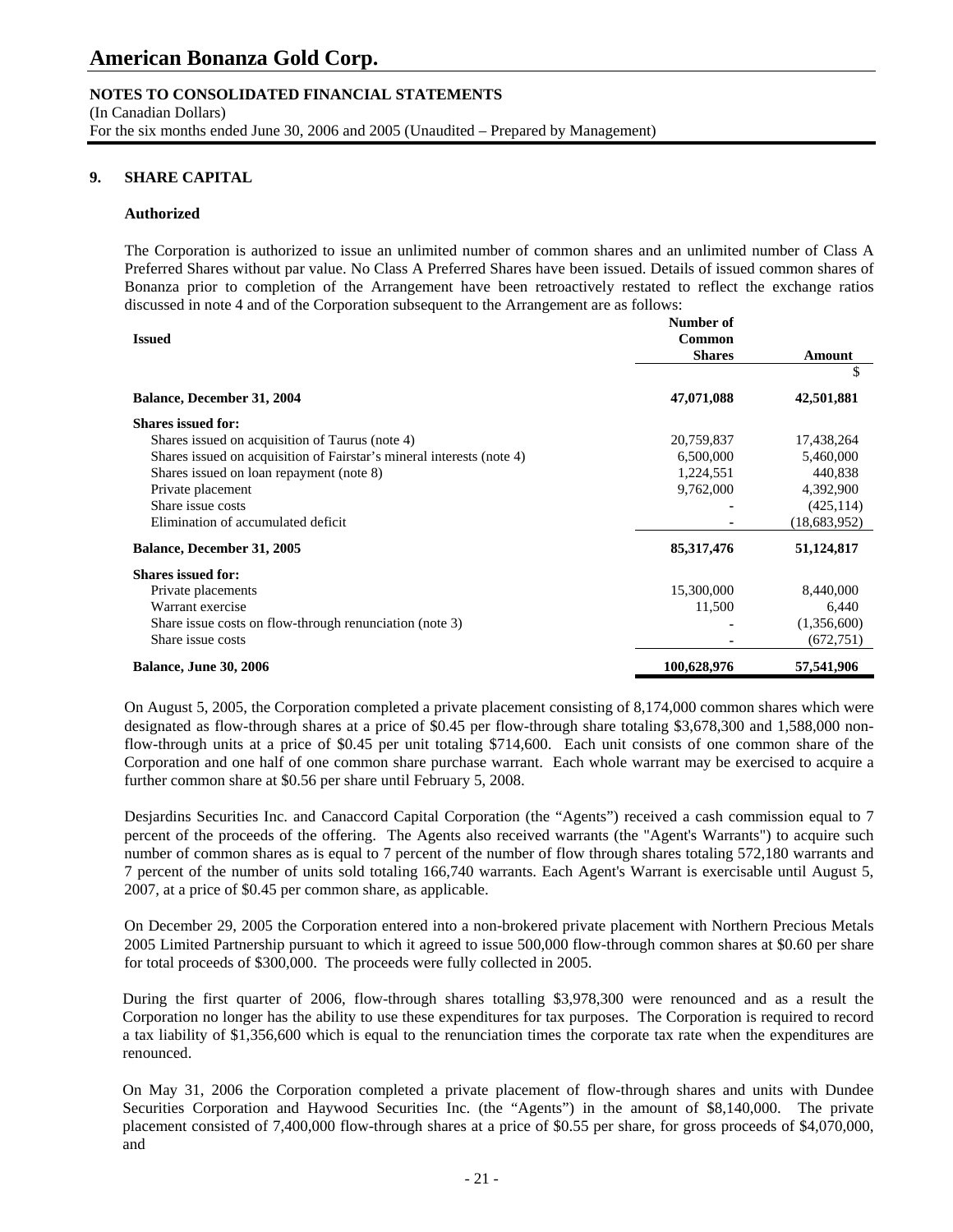# American Bonanza Gold Corp.

**NOTES TO CONSOLIDATED FINANCIAL STATEMENTS**
(In Canadian Dollars)
For the six months ended June 30, 2006 and 2005 (Unaudited – Prepared by Management)

## 9. SHARE CAPITAL

### Authorized

The Corporation is authorized to issue an unlimited number of common shares and an unlimited number of Class A Preferred Shares without par value. No Class A Preferred Shares have been issued. Details of issued common shares of Bonanza prior to completion of the Arrangement have been retroactively restated to reflect the exchange ratios discussed in note 4 and of the Corporation subsequent to the Arrangement are as follows:

| **Issued** | **Number of Common Shares** | **Amount** |
|---|---|---|
| | | $ |
| **Balance, December 31, 2004** | **47,071,088** | **42,501,881** |
| **Shares issued for:** | | |
| Shares issued on acquisition of Taurus (note 4) | 20,759,837 | 17,438,264 |
| Shares issued on acquisition of Fairstar's mineral interests (note 4) | 6,500,000 | 5,460,000 |
| Shares issued on loan repayment (note 8) | 1,224,551 | 440,838 |
| Private placement | 9,762,000 | 4,392,900 |
| Share issue costs | - | (425,114) |
| Elimination of accumulated deficit | - | (18,683,952) |
| **Balance, December 31, 2005** | **85,317,476** | **51,124,817** |
| **Shares issued for:** | | |
| Private placements | 15,300,000 | 8,440,000 |
| Warrant exercise | 11,500 | 6,440 |
| Share issue costs on flow-through renunciation (note 3) | - | (1,356,600) |
| Share issue costs | - | (672,751) |
| **Balance, June 30, 2006** | **100,628,976** | **57,541,906** |

On August 5, 2005, the Corporation completed a private placement consisting of 8,174,000 common shares which were designated as flow-through shares at a price of $0.45 per flow-through share totaling $3,678,300 and 1,588,000 non-flow-through units at a price of $0.45 per unit totaling $714,600. Each unit consists of one common share of the Corporation and one half of one common share purchase warrant. Each whole warrant may be exercised to acquire a further common share at $0.56 per share until February 5, 2008.

Desjardins Securities Inc. and Canaccord Capital Corporation (the "Agents") received a cash commission equal to 7 percent of the proceeds of the offering. The Agents also received warrants (the "Agent's Warrants") to acquire such number of common shares as is equal to 7 percent of the number of flow through shares totaling 572,180 warrants and 7 percent of the number of units sold totaling 166,740 warrants. Each Agent's Warrant is exercisable until August 5, 2007, at a price of $0.45 per common share, as applicable.

On December 29, 2005 the Corporation entered into a non-brokered private placement with Northern Precious Metals 2005 Limited Partnership pursuant to which it agreed to issue 500,000 flow-through common shares at $0.60 per share for total proceeds of $300,000. The proceeds were fully collected in 2005.

During the first quarter of 2006, flow-through shares totalling $3,978,300 were renounced and as a result the Corporation no longer has the ability to use these expenditures for tax purposes. The Corporation is required to record a tax liability of $1,356,600 which is equal to the renunciation times the corporate tax rate when the expenditures are renounced.

On May 31, 2006 the Corporation completed a private placement of flow-through shares and units with Dundee Securities Corporation and Haywood Securities Inc. (the "Agents") in the amount of $8,140,000. The private placement consisted of 7,400,000 flow-through shares at a price of $0.55 per share, for gross proceeds of $4,070,000, and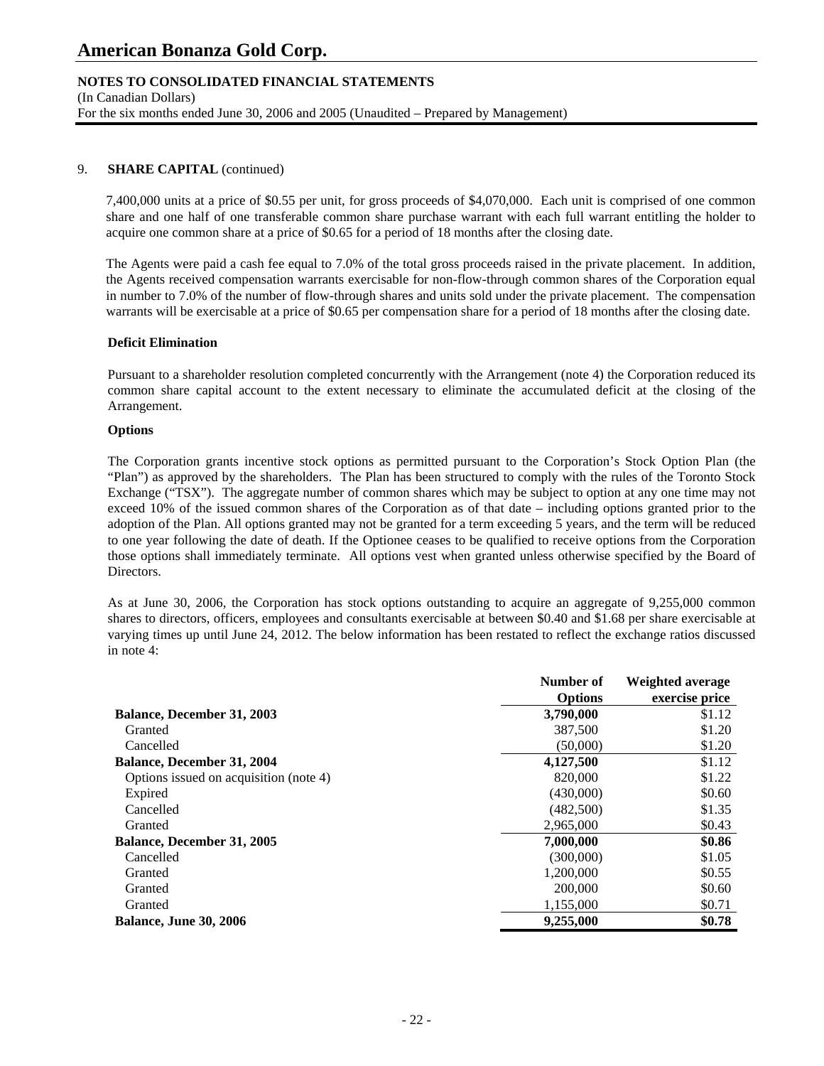## 9. SHARE CAPITAL (continued)

7,400,000 units at a price of $0.55 per unit, for gross proceeds of $4,070,000. Each unit is comprised of one common share and one half of one transferable common share purchase warrant with each full warrant entitling the holder to acquire one common share at a price of $0.65 for a period of 18 months after the closing date.

The Agents were paid a cash fee equal to 7.0% of the total gross proceeds raised in the private placement. In addition, the Agents received compensation warrants exercisable for non-flow-through common shares of the Corporation equal in number to 7.0% of the number of flow-through shares and units sold under the private placement. The compensation warrants will be exercisable at a price of $0.65 per compensation share for a period of 18 months after the closing date.

### Deficit Elimination

Pursuant to a shareholder resolution completed concurrently with the Arrangement (note 4) the Corporation reduced its common share capital account to the extent necessary to eliminate the accumulated deficit at the closing of the Arrangement.

### Options

The Corporation grants incentive stock options as permitted pursuant to the Corporation's Stock Option Plan (the "Plan") as approved by the shareholders. The Plan has been structured to comply with the rules of the Toronto Stock Exchange ("TSX"). The aggregate number of common shares which may be subject to option at any one time may not exceed 10% of the issued common shares of the Corporation as of that date – including options granted prior to the adoption of the Plan. All options granted may not be granted for a term exceeding 5 years, and the term will be reduced to one year following the date of death. If the Optionee ceases to be qualified to receive options from the Corporation those options shall immediately terminate. All options vest when granted unless otherwise specified by the Board of Directors.

As at June 30, 2006, the Corporation has stock options outstanding to acquire an aggregate of 9,255,000 common shares to directors, officers, employees and consultants exercisable at between $0.40 and $1.68 per share exercisable at varying times up until June 24, 2012. The below information has been restated to reflect the exchange ratios discussed in note 4:

| | Number of Options | Weighted average exercise price |
|---|---|---|
| **Balance, December 31, 2003** | **3,790,000** | $1.12 |
| Granted | 387,500 | $1.20 |
| Cancelled | (50,000) | $1.20 |
| **Balance, December 31, 2004** | **4,127,500** | $1.12 |
| Options issued on acquisition (note 4) | 820,000 | $1.22 |
| Expired | (430,000) | $0.60 |
| Cancelled | (482,500) | $1.35 |
| Granted | 2,965,000 | $0.43 |
| **Balance, December 31, 2005** | **7,000,000** | **$0.86** |
| Cancelled | (300,000) | $1.05 |
| Granted | 1,200,000 | $0.55 |
| Granted | 200,000 | $0.60 |
| Granted | 1,155,000 | $0.71 |
| **Balance, June 30, 2006** | **9,255,000** | **$0.78** |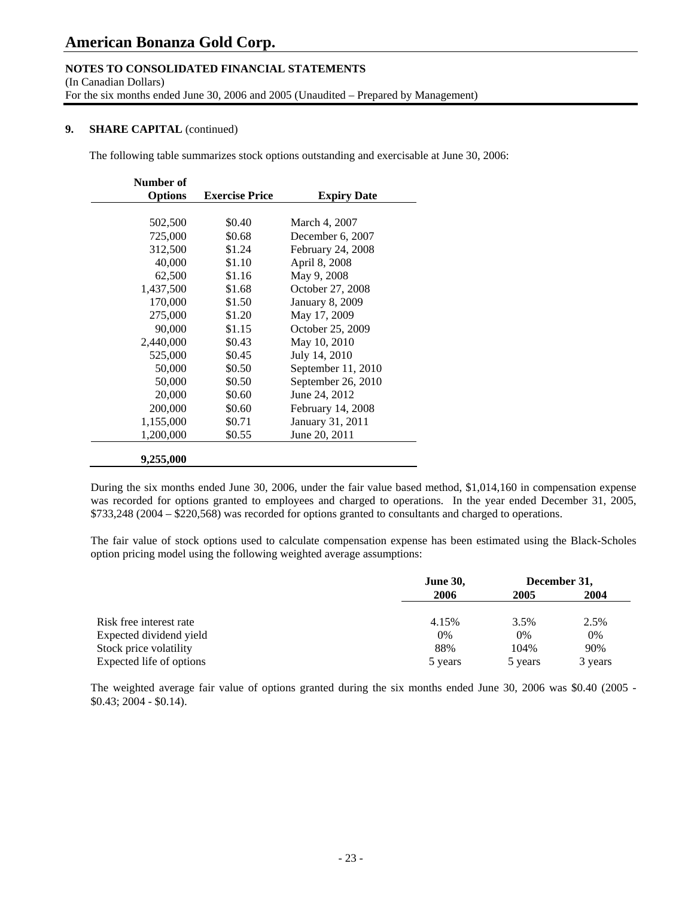# American Bonanza Gold Corp.

**NOTES TO CONSOLIDATED FINANCIAL STATEMENTS**
(In Canadian Dollars)
For the six months ended June 30, 2006 and 2005 (Unaudited – Prepared by Management)

**9. SHARE CAPITAL** (continued)

The following table summarizes stock options outstanding and exercisable at June 30, 2006:

| Number of Options | Exercise Price | Expiry Date |
|---|---|---|
| 502,500 | $0.40 | March 4, 2007 |
| 725,000 | $0.68 | December 6, 2007 |
| 312,500 | $1.24 | February 24, 2008 |
| 40,000 | $1.10 | April 8, 2008 |
| 62,500 | $1.16 | May 9, 2008 |
| 1,437,500 | $1.68 | October 27, 2008 |
| 170,000 | $1.50 | January 8, 2009 |
| 275,000 | $1.20 | May 17, 2009 |
| 90,000 | $1.15 | October 25, 2009 |
| 2,440,000 | $0.43 | May 10, 2010 |
| 525,000 | $0.45 | July 14, 2010 |
| 50,000 | $0.50 | September 11, 2010 |
| 50,000 | $0.50 | September 26, 2010 |
| 20,000 | $0.60 | June 24, 2012 |
| 200,000 | $0.60 | February 14, 2008 |
| 1,155,000 | $0.71 | January 31, 2011 |
| 1,200,000 | $0.55 | June 20, 2011 |
| **9,255,000** | | |

During the six months ended June 30, 2006, under the fair value based method, $1,014,160 in compensation expense was recorded for options granted to employees and charged to operations. In the year ended December 31, 2005, $733,248 (2004 – $220,568) was recorded for options granted to consultants and charged to operations.

The fair value of stock options used to calculate compensation expense has been estimated using the Black-Scholes option pricing model using the following weighted average assumptions:

| | June 30, 2006 | December 31, 2005 | December 31, 2004 |
|---|---|---|---|
| Risk free interest rate | 4.15% | 3.5% | 2.5% |
| Expected dividend yield | 0% | 0% | 0% |
| Stock price volatility | 88% | 104% | 90% |
| Expected life of options | 5 years | 5 years | 3 years |

The weighted average fair value of options granted during the six months ended June 30, 2006 was $0.40 (2005 - $0.43; 2004 - $0.14).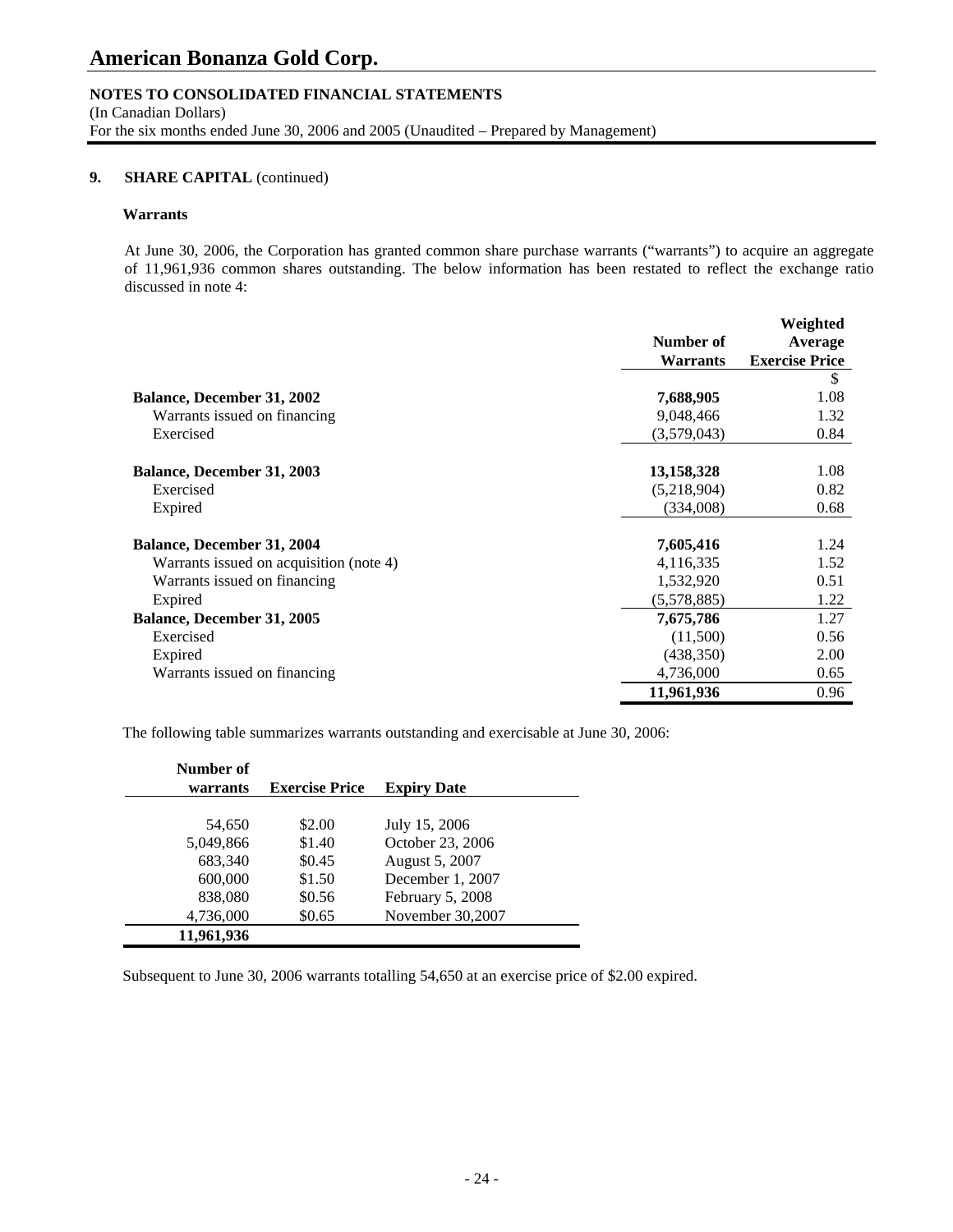**NOTES TO CONSOLIDATED FINANCIAL STATEMENTS**
(In Canadian Dollars)
For the six months ended June 30, 2006 and 2005 (Unaudited – Prepared by Management)

**9. SHARE CAPITAL** (continued)

**Warrants**

At June 30, 2006, the Corporation has granted common share purchase warrants ("warrants") to acquire an aggregate of 11,961,936 common shares outstanding. The below information has been restated to reflect the exchange ratio discussed in note 4:

| | Number of Warrants | Weighted Average Exercise Price |
|---|---|---|
| | | $ |
| **Balance, December 31, 2002** | **7,688,905** | 1.08 |
| Warrants issued on financing | 9,048,466 | 1.32 |
| Exercised | (3,579,043) | 0.84 |
| **Balance, December 31, 2003** | **13,158,328** | 1.08 |
| Exercised | (5,218,904) | 0.82 |
| Expired | (334,008) | 0.68 |
| **Balance, December 31, 2004** | **7,605,416** | 1.24 |
| Warrants issued on acquisition (note 4) | 4,116,335 | 1.52 |
| Warrants issued on financing | 1,532,920 | 0.51 |
| Expired | (5,578,885) | 1.22 |
| **Balance, December 31, 2005** | **7,675,786** | 1.27 |
| Exercised | (11,500) | 0.56 |
| Expired | (438,350) | 2.00 |
| Warrants issued on financing | 4,736,000 | 0.65 |
| | **11,961,936** | 0.96 |

The following table summarizes warrants outstanding and exercisable at June 30, 2006:

| Number of warrants | Exercise Price | Expiry Date |
|---|---|---|
| 54,650 | $2.00 | July 15, 2006 |
| 5,049,866 | $1.40 | October 23, 2006 |
| 683,340 | $0.45 | August 5, 2007 |
| 600,000 | $1.50 | December 1, 2007 |
| 838,080 | $0.56 | February 5, 2008 |
| 4,736,000 | $0.65 | November 30,2007 |
| **11,961,936** | | |

Subsequent to June 30, 2006 warrants totalling 54,650 at an exercise price of $2.00 expired.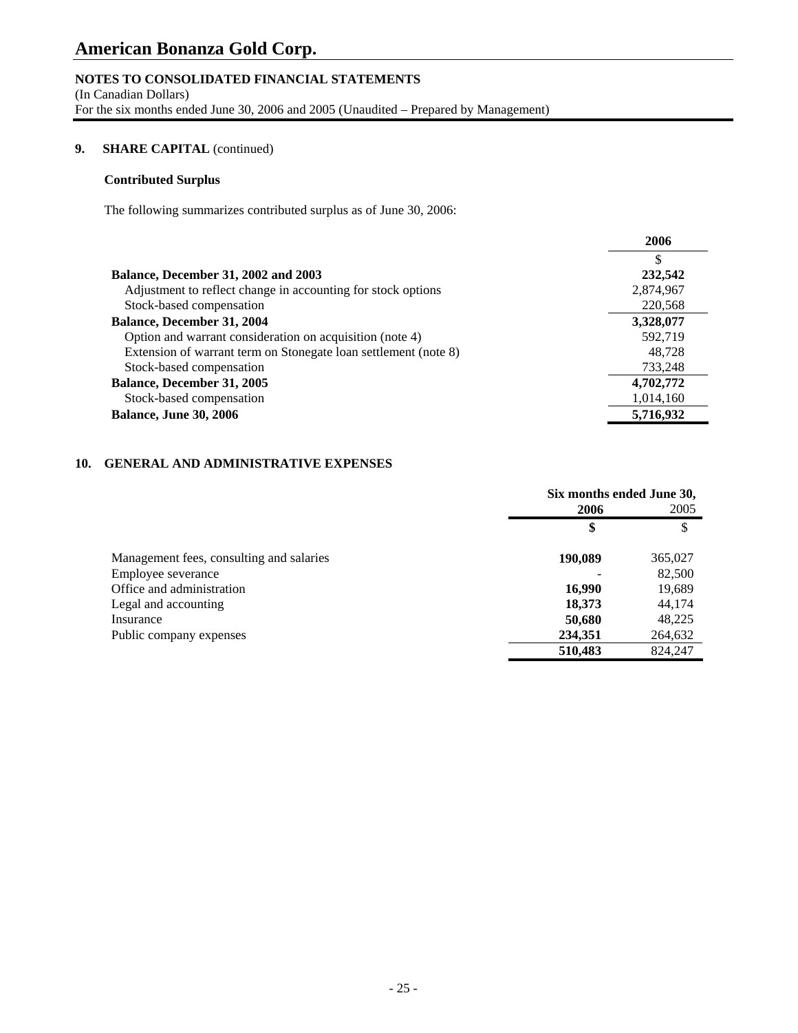# American Bonanza Gold Corp.

**NOTES TO CONSOLIDATED FINANCIAL STATEMENTS**
(In Canadian Dollars)
For the six months ended June 30, 2006 and 2005 (Unaudited – Prepared by Management)

## 9. SHARE CAPITAL (continued)

### Contributed Surplus

The following summarizes contributed surplus as of June 30, 2006:

| | 2006 |
|---|---|
| | $ |
| **Balance, December 31, 2002 and 2003** | **232,542** |
| Adjustment to reflect change in accounting for stock options | 2,874,967 |
| Stock-based compensation | 220,568 |
| **Balance, December 31, 2004** | **3,328,077** |
| Option and warrant consideration on acquisition (note 4) | 592,719 |
| Extension of warrant term on Stonegate loan settlement (note 8) | 48,728 |
| Stock-based compensation | 733,248 |
| **Balance, December 31, 2005** | **4,702,772** |
| Stock-based compensation | 1,014,160 |
| **Balance, June 30, 2006** | **5,716,932** |

## 10. GENERAL AND ADMINISTRATIVE EXPENSES

| | Six months ended June 30, | |
|---|---|---|
| | **2006** | 2005 |
| | **$** | $ |
| Management fees, consulting and salaries | **190,089** | 365,027 |
| Employee severance | - | 82,500 |
| Office and administration | **16,990** | 19,689 |
| Legal and accounting | **18,373** | 44,174 |
| Insurance | **50,680** | 48,225 |
| Public company expenses | **234,351** | 264,632 |
| | **510,483** | 824,247 |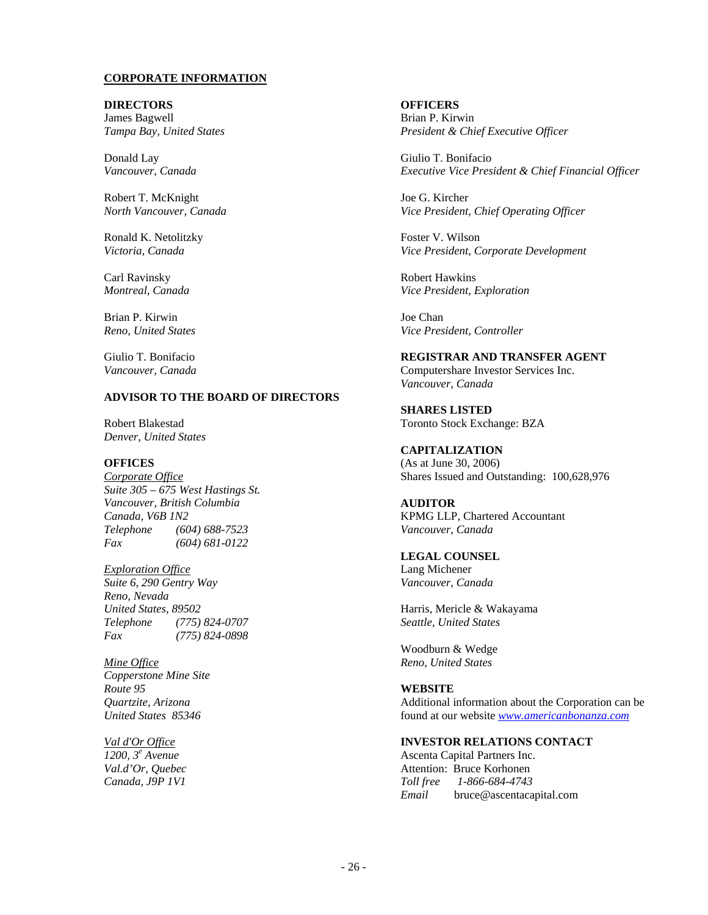## CORPORATE INFORMATION

**DIRECTORS**

James Bagwell
*Tampa Bay, United States*

Donald Lay
*Vancouver, Canada*

Robert T. McKnight
*North Vancouver, Canada*

Ronald K. Netolitzky
*Victoria, Canada*

Carl Ravinsky
*Montreal, Canada*

Brian P. Kirwin
*Reno, United States*

Giulio T. Bonifacio
*Vancouver, Canada*

**ADVISOR TO THE BOARD OF DIRECTORS**

Robert Blakestad
*Denver, United States*

**OFFICES**

*Corporate Office*
*Suite 305 – 675 West Hastings St.*
*Vancouver, British Columbia*
*Canada, V6B 1N2*
*Telephone (604) 688-7523*
*Fax (604) 681-0122*

*Exploration Office*
*Suite 6, 290 Gentry Way*
*Reno, Nevada*
*United States, 89502*
*Telephone (775) 824-0707*
*Fax (775) 824-0898*

*Mine Office*
*Copperstone Mine Site*
*Route 95*
*Quartzite, Arizona*
*United States 85346*

*Val d'Or Office*
*1200, 3e Avenue*
*Val.d'Or, Quebec*
*Canada, J9P 1V1*

**OFFICERS**

Brian P. Kirwin
*President & Chief Executive Officer*

Giulio T. Bonifacio
*Executive Vice President & Chief Financial Officer*

Joe G. Kircher
*Vice President, Chief Operating Officer*

Foster V. Wilson
*Vice President, Corporate Development*

Robert Hawkins
*Vice President, Exploration*

Joe Chan
*Vice President, Controller*

**REGISTRAR AND TRANSFER AGENT**
Computershare Investor Services Inc.
*Vancouver, Canada*

**SHARES LISTED**
Toronto Stock Exchange: BZA

**CAPITALIZATION**
(As at June 30, 2006)
Shares Issued and Outstanding: 100,628,976

**AUDITOR**
KPMG LLP, Chartered Accountant
*Vancouver, Canada*

**LEGAL COUNSEL**
Lang Michener
*Vancouver, Canada*

Harris, Mericle & Wakayama
*Seattle, United States*

Woodburn & Wedge
*Reno, United States*

**WEBSITE**
Additional information about the Corporation can be found at our website *www.americanbonanza.com*

**INVESTOR RELATIONS CONTACT**
Ascenta Capital Partners Inc.
Attention: Bruce Korhonen
*Toll free* *1-866-684-4743*
*Email* bruce@ascentacapital.com